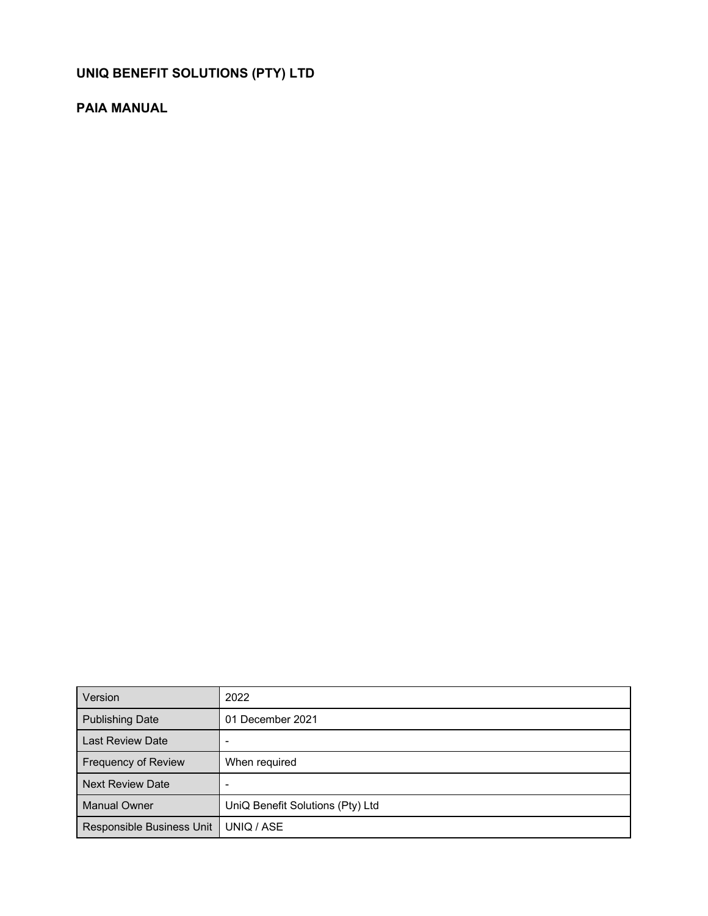# UNIQ BENEFIT SOLUTIONS (PTY) LTD

## PAIA MANUAL

| Version | 2022 |
|---|---|
| Publishing Date | 01 December 2021 |
| Last Review Date | - |
| Frequency of Review | When required |
| Next Review Date | - |
| Manual Owner | UniQ Benefit Solutions (Pty) Ltd |
| Responsible Business Unit | UNIQ / ASE |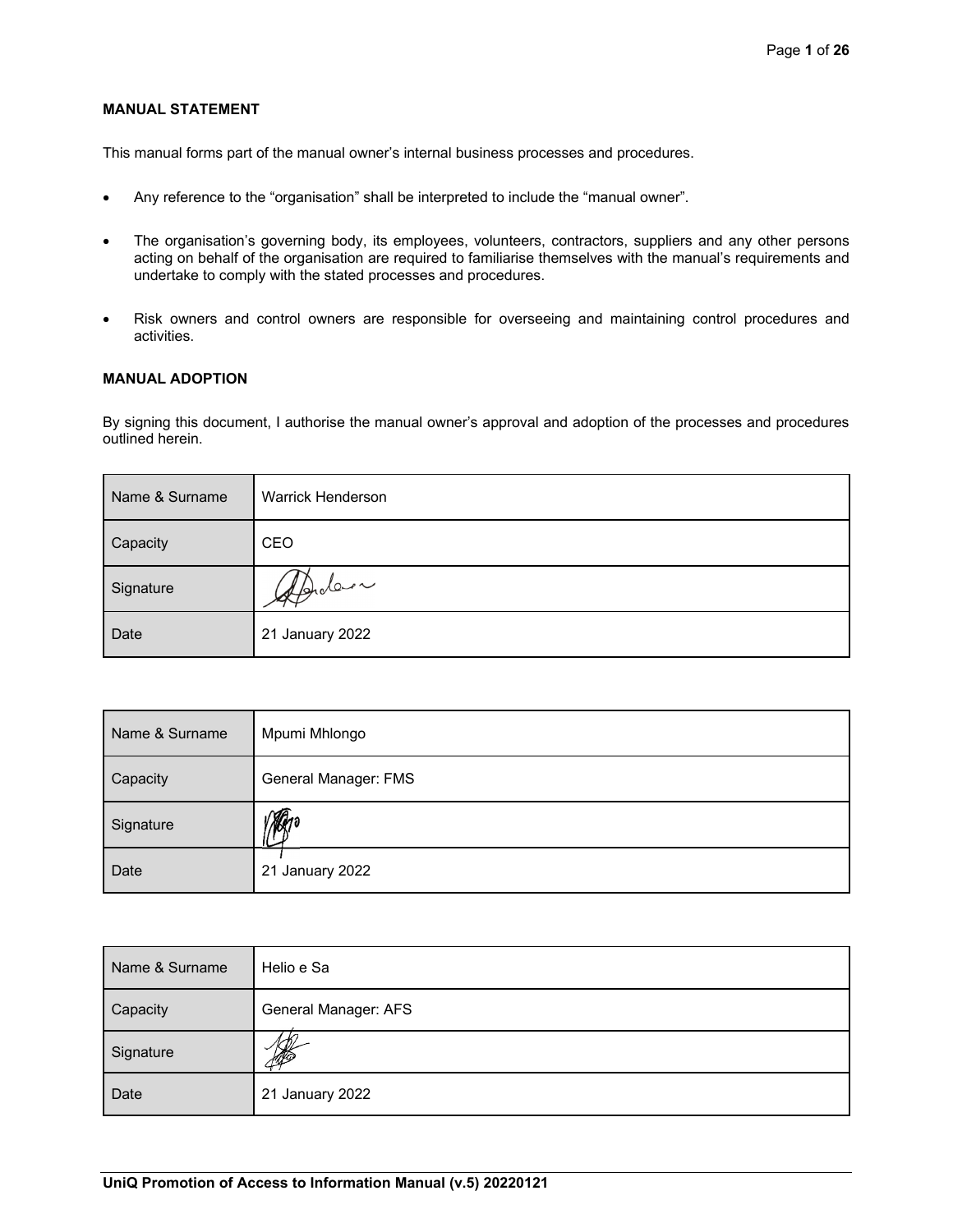**MANUAL STATEMENT**

This manual forms part of the manual owner's internal business processes and procedures.

- Any reference to the "organisation" shall be interpreted to include the "manual owner".
- The organisation's governing body, its employees, volunteers, contractors, suppliers and any other persons acting on behalf of the organisation are required to familiarise themselves with the manual's requirements and undertake to comply with the stated processes and procedures.
- Risk owners and control owners are responsible for overseeing and maintaining control procedures and activities.

**MANUAL ADOPTION**

By signing this document, I authorise the manual owner's approval and adoption of the processes and procedures outlined herein.

| Name & Surname | Warrick Henderson |
|---|---|
| Capacity | CEO |
| Signature | |
| Date | 21 January 2022 |

| Name & Surname | Mpumi Mhlongo |
|---|---|
| Capacity | General Manager: FMS |
| Signature | |
| Date | 21 January 2022 |

| Name & Surname | Helio e Sa |
|---|---|
| Capacity | General Manager: AFS |
| Signature | |
| Date | 21 January 2022 |

**UniQ Promotion of Access to Information Manual (v.5) 20220121**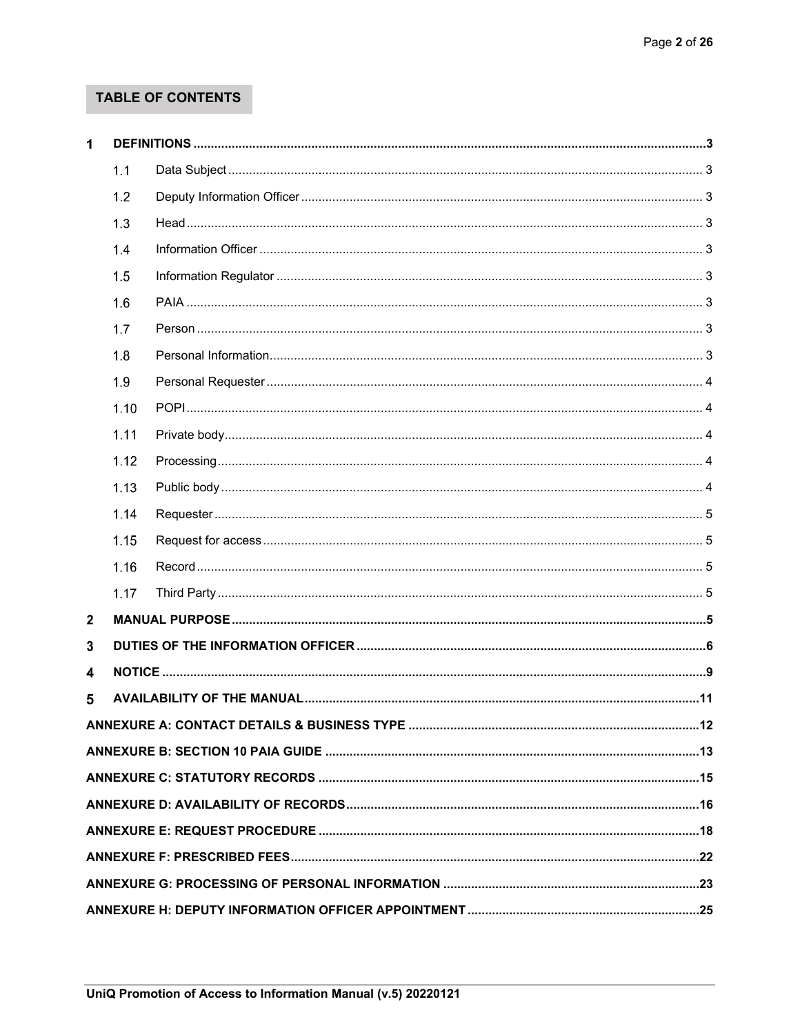## TABLE OF CONTENTS

- **1 DEFINITIONS** ..... **3**
  - 1.1 Data Subject ..... 3
  - 1.2 Deputy Information Officer ..... 3
  - 1.3 Head ..... 3
  - 1.4 Information Officer ..... 3
  - 1.5 Information Regulator ..... 3
  - 1.6 PAIA ..... 3
  - 1.7 Person ..... 3
  - 1.8 Personal Information ..... 3
  - 1.9 Personal Requester ..... 4
  - 1.10 POPI ..... 4
  - 1.11 Private body ..... 4
  - 1.12 Processing ..... 4
  - 1.13 Public body ..... 4
  - 1.14 Requester ..... 5
  - 1.15 Request for access ..... 5
  - 1.16 Record ..... 5
  - 1.17 Third Party ..... 5
- **2 MANUAL PURPOSE** ..... **5**
- **3 DUTIES OF THE INFORMATION OFFICER** ..... **6**
- **4 NOTICE** ..... **9**
- **5 AVAILABILITY OF THE MANUAL** ..... **11**
- **ANNEXURE A: CONTACT DETAILS & BUSINESS TYPE** ..... **12**
- **ANNEXURE B: SECTION 10 PAIA GUIDE** ..... **13**
- **ANNEXURE C: STATUTORY RECORDS** ..... **15**
- **ANNEXURE D: AVAILABILITY OF RECORDS** ..... **16**
- **ANNEXURE E: REQUEST PROCEDURE** ..... **18**
- **ANNEXURE F: PRESCRIBED FEES** ..... **22**
- **ANNEXURE G: PROCESSING OF PERSONAL INFORMATION** ..... **23**
- **ANNEXURE H: DEPUTY INFORMATION OFFICER APPOINTMENT** ..... **25**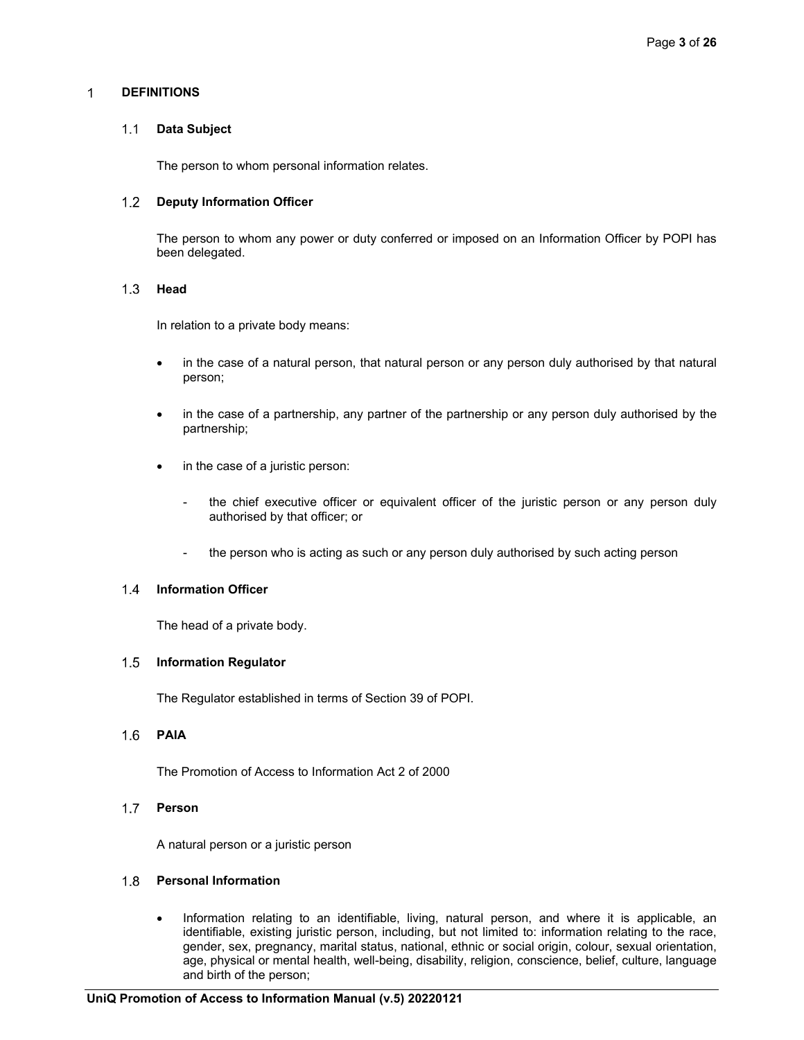## 1 DEFINITIONS

### 1.1 Data Subject

The person to whom personal information relates.

### 1.2 Deputy Information Officer

The person to whom any power or duty conferred or imposed on an Information Officer by POPI has been delegated.

### 1.3 Head

In relation to a private body means:

- in the case of a natural person, that natural person or any person duly authorised by that natural person;
- in the case of a partnership, any partner of the partnership or any person duly authorised by the partnership;
- in the case of a juristic person:
  - the chief executive officer or equivalent officer of the juristic person or any person duly authorised by that officer; or
  - the person who is acting as such or any person duly authorised by such acting person

### 1.4 Information Officer

The head of a private body.

### 1.5 Information Regulator

The Regulator established in terms of Section 39 of POPI.

### 1.6 PAIA

The Promotion of Access to Information Act 2 of 2000

### 1.7 Person

A natural person or a juristic person

### 1.8 Personal Information

- Information relating to an identifiable, living, natural person, and where it is applicable, an identifiable, existing juristic person, including, but not limited to: information relating to the race, gender, sex, pregnancy, marital status, national, ethnic or social origin, colour, sexual orientation, age, physical or mental health, well-being, disability, religion, conscience, belief, culture, language and birth of the person;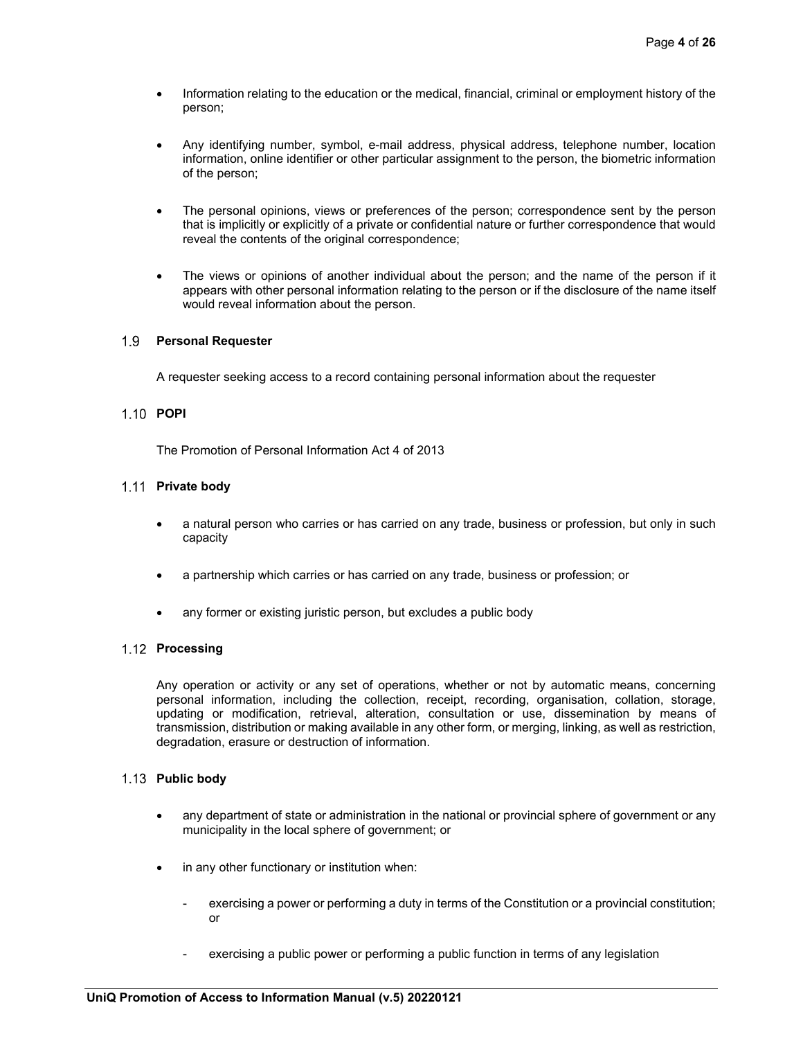- Information relating to the education or the medical, financial, criminal or employment history of the person;

- Any identifying number, symbol, e-mail address, physical address, telephone number, location information, online identifier or other particular assignment to the person, the biometric information of the person;

- The personal opinions, views or preferences of the person; correspondence sent by the person that is implicitly or explicitly of a private or confidential nature or further correspondence that would reveal the contents of the original correspondence;

- The views or opinions of another individual about the person; and the name of the person if it appears with other personal information relating to the person or if the disclosure of the name itself would reveal information about the person.

### 1.9 Personal Requester

A requester seeking access to a record containing personal information about the requester

### 1.10 POPI

The Promotion of Personal Information Act 4 of 2013

### 1.11 Private body

- a natural person who carries or has carried on any trade, business or profession, but only in such capacity

- a partnership which carries or has carried on any trade, business or profession; or

- any former or existing juristic person, but excludes a public body

### 1.12 Processing

Any operation or activity or any set of operations, whether or not by automatic means, concerning personal information, including the collection, receipt, recording, organisation, collation, storage, updating or modification, retrieval, alteration, consultation or use, dissemination by means of transmission, distribution or making available in any other form, or merging, linking, as well as restriction, degradation, erasure or destruction of information.

### 1.13 Public body

- any department of state or administration in the national or provincial sphere of government or any municipality in the local sphere of government; or

- in any other functionary or institution when:

  - exercising a power or performing a duty in terms of the Constitution or a provincial constitution; or

  - exercising a public power or performing a public function in terms of any legislation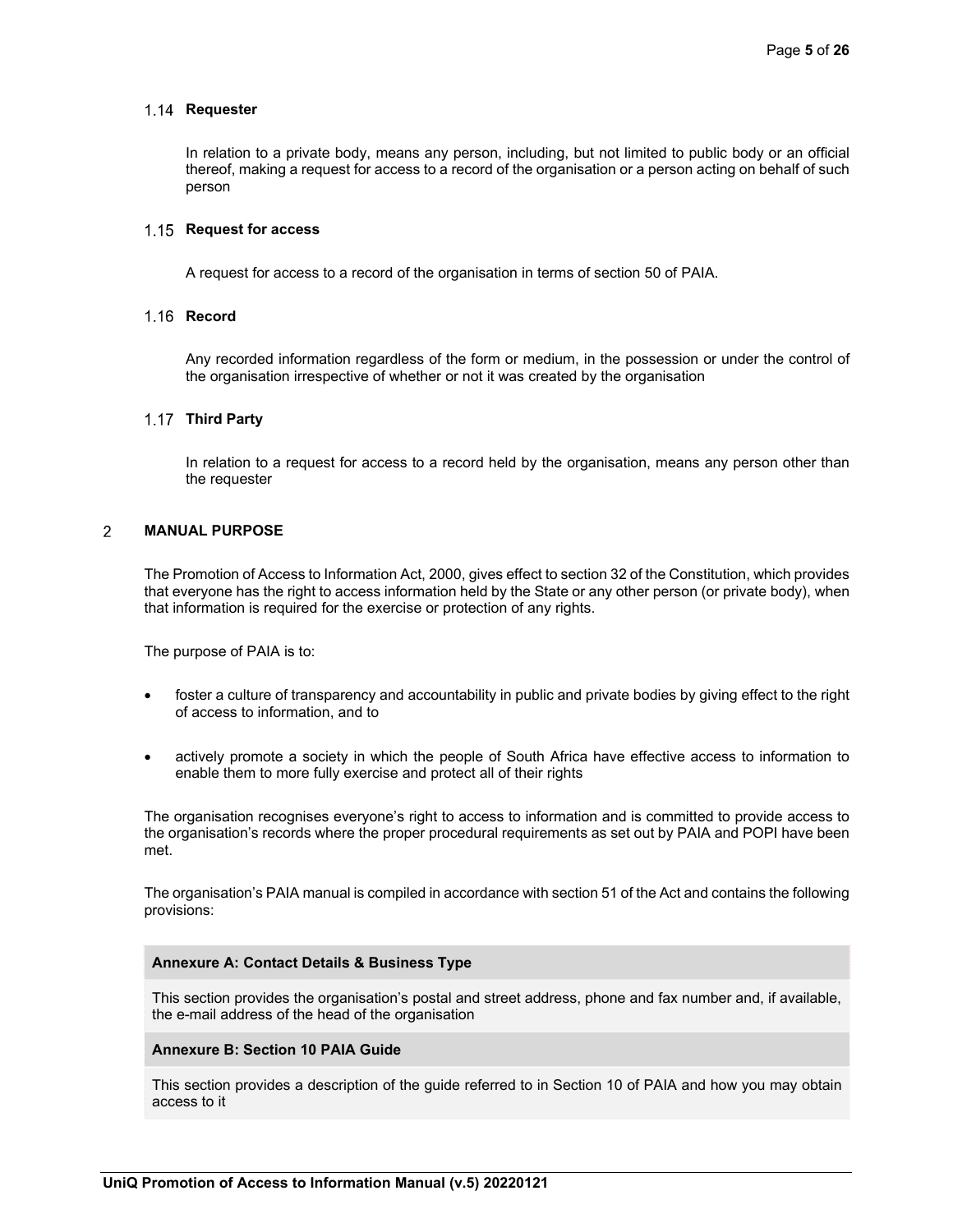### 1.14 Requester

In relation to a private body, means any person, including, but not limited to public body or an official thereof, making a request for access to a record of the organisation or a person acting on behalf of such person

### 1.15 Request for access

A request for access to a record of the organisation in terms of section 50 of PAIA.

### 1.16 Record

Any recorded information regardless of the form or medium, in the possession or under the control of the organisation irrespective of whether or not it was created by the organisation

### 1.17 Third Party

In relation to a request for access to a record held by the organisation, means any person other than the requester

## 2 MANUAL PURPOSE

The Promotion of Access to Information Act, 2000, gives effect to section 32 of the Constitution, which provides that everyone has the right to access information held by the State or any other person (or private body), when that information is required for the exercise or protection of any rights.

The purpose of PAIA is to:

- foster a culture of transparency and accountability in public and private bodies by giving effect to the right of access to information, and to
- actively promote a society in which the people of South Africa have effective access to information to enable them to more fully exercise and protect all of their rights

The organisation recognises everyone's right to access to information and is committed to provide access to the organisation's records where the proper procedural requirements as set out by PAIA and POPI have been met.

The organisation's PAIA manual is compiled in accordance with section 51 of the Act and contains the following provisions:

| Annexure A: Contact Details & Business Type |
| --- |
| This section provides the organisation's postal and street address, phone and fax number and, if available, the e-mail address of the head of the organisation |
| **Annexure B: Section 10 PAIA Guide** |
| This section provides a description of the guide referred to in Section 10 of PAIA and how you may obtain access to it |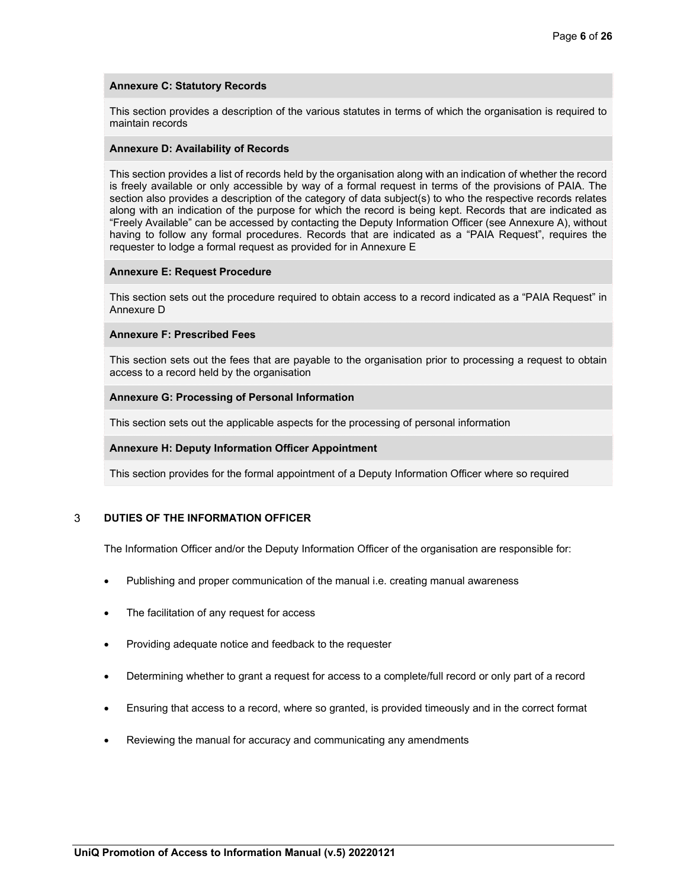| **Annexure C: Statutory Records** |
| --- |
| This section provides a description of the various statutes in terms of which the organisation is required to maintain records |
| **Annexure D: Availability of Records** |
| This section provides a list of records held by the organisation along with an indication of whether the record is freely available or only accessible by way of a formal request in terms of the provisions of PAIA. The section also provides a description of the category of data subject(s) to who the respective records relates along with an indication of the purpose for which the record is being kept. Records that are indicated as “Freely Available” can be accessed by contacting the Deputy Information Officer (see Annexure A), without having to follow any formal procedures. Records that are indicated as a “PAIA Request”, requires the requester to lodge a formal request as provided for in Annexure E |
| **Annexure E: Request Procedure** |
| This section sets out the procedure required to obtain access to a record indicated as a “PAIA Request” in Annexure D |
| **Annexure F: Prescribed Fees** |
| This section sets out the fees that are payable to the organisation prior to processing a request to obtain access to a record held by the organisation |
| **Annexure G: Processing of Personal Information** |
| This section sets out the applicable aspects for the processing of personal information |
| **Annexure H: Deputy Information Officer Appointment** |
| This section provides for the formal appointment of a Deputy Information Officer where so required |

## 3 DUTIES OF THE INFORMATION OFFICER

The Information Officer and/or the Deputy Information Officer of the organisation are responsible for:

- Publishing and proper communication of the manual i.e. creating manual awareness
- The facilitation of any request for access
- Providing adequate notice and feedback to the requester
- Determining whether to grant a request for access to a complete/full record or only part of a record
- Ensuring that access to a record, where so granted, is provided timeously and in the correct format
- Reviewing the manual for accuracy and communicating any amendments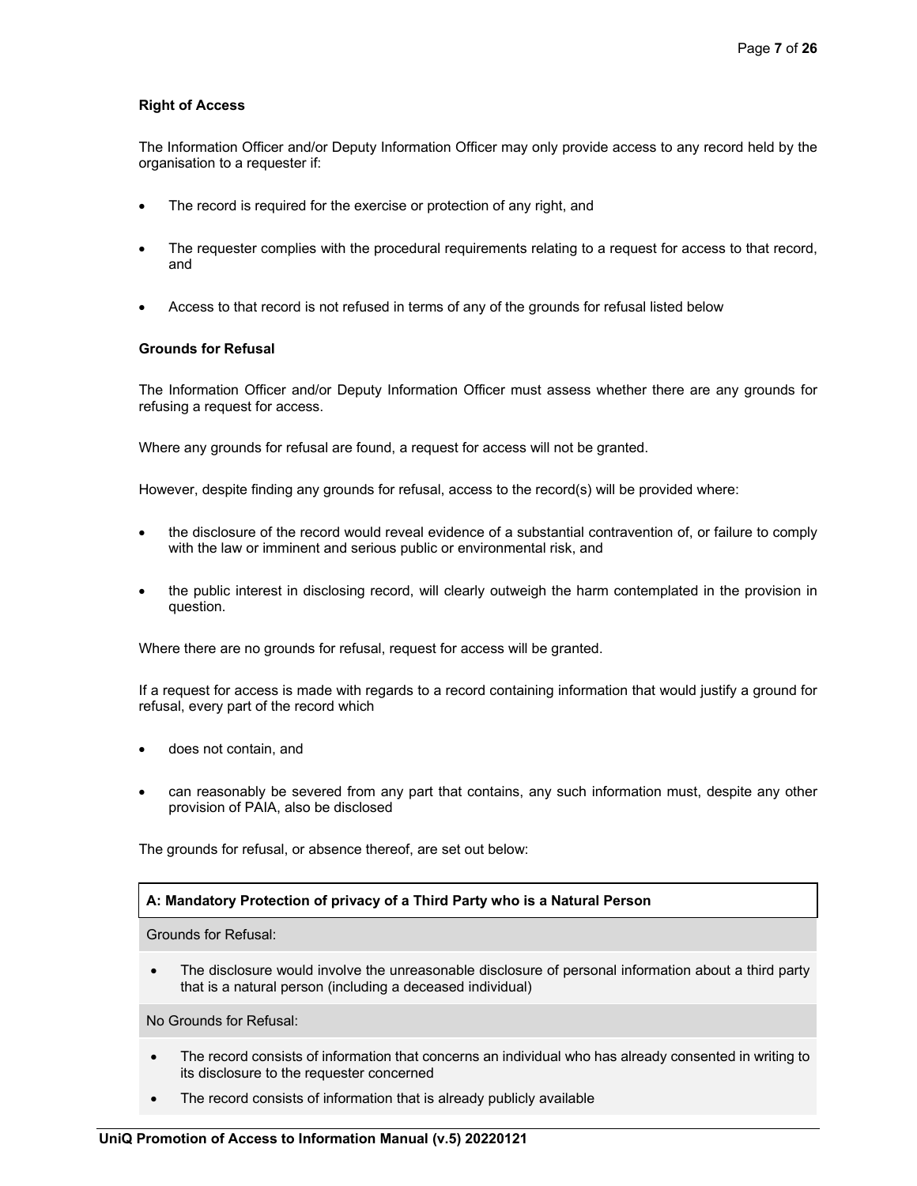**Right of Access**

The Information Officer and/or Deputy Information Officer may only provide access to any record held by the organisation to a requester if:

- The record is required for the exercise or protection of any right, and
- The requester complies with the procedural requirements relating to a request for access to that record, and
- Access to that record is not refused in terms of any of the grounds for refusal listed below

**Grounds for Refusal**

The Information Officer and/or Deputy Information Officer must assess whether there are any grounds for refusing a request for access.

Where any grounds for refusal are found, a request for access will not be granted.

However, despite finding any grounds for refusal, access to the record(s) will be provided where:

- the disclosure of the record would reveal evidence of a substantial contravention of, or failure to comply with the law or imminent and serious public or environmental risk, and
- the public interest in disclosing record, will clearly outweigh the harm contemplated in the provision in question.

Where there are no grounds for refusal, request for access will be granted.

If a request for access is made with regards to a record containing information that would justify a ground for refusal, every part of the record which

- does not contain, and
- can reasonably be severed from any part that contains, any such information must, despite any other provision of PAIA, also be disclosed

The grounds for refusal, or absence thereof, are set out below:

| **A: Mandatory Protection of privacy of a Third Party who is a Natural Person** |
| --- |
| Grounds for Refusal: |
| • The disclosure would involve the unreasonable disclosure of personal information about a third party that is a natural person (including a deceased individual) |
| No Grounds for Refusal: |
| • The record consists of information that concerns an individual who has already consented in writing to its disclosure to the requester concerned<br>• The record consists of information that is already publicly available |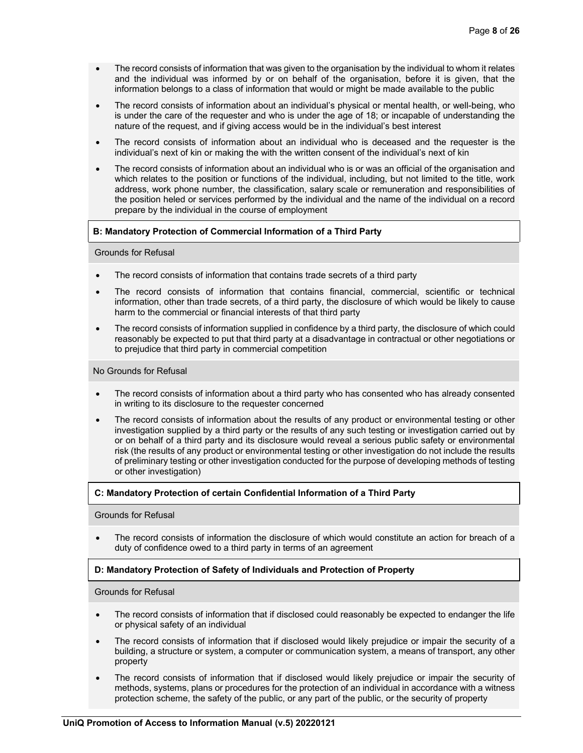- The record consists of information that was given to the organisation by the individual to whom it relates and the individual was informed by or on behalf of the organisation, before it is given, that the information belongs to a class of information that would or might be made available to the public
- The record consists of information about an individual's physical or mental health, or well-being, who is under the care of the requester and who is under the age of 18; or incapable of understanding the nature of the request, and if giving access would be in the individual's best interest
- The record consists of information about an individual who is deceased and the requester is the individual's next of kin or making the with the written consent of the individual's next of kin
- The record consists of information about an individual who is or was an official of the organisation and which relates to the position or functions of the individual, including, but not limited to the title, work address, work phone number, the classification, salary scale or remuneration and responsibilities of the position heled or services performed by the individual and the name of the individual on a record prepare by the individual in the course of employment

**B: Mandatory Protection of Commercial Information of a Third Party**

Grounds for Refusal

- The record consists of information that contains trade secrets of a third party
- The record consists of information that contains financial, commercial, scientific or technical information, other than trade secrets, of a third party, the disclosure of which would be likely to cause harm to the commercial or financial interests of that third party
- The record consists of information supplied in confidence by a third party, the disclosure of which could reasonably be expected to put that third party at a disadvantage in contractual or other negotiations or to prejudice that third party in commercial competition

No Grounds for Refusal

- The record consists of information about a third party who has consented who has already consented in writing to its disclosure to the requester concerned
- The record consists of information about the results of any product or environmental testing or other investigation supplied by a third party or the results of any such testing or investigation carried out by or on behalf of a third party and its disclosure would reveal a serious public safety or environmental risk (the results of any product or environmental testing or other investigation do not include the results of preliminary testing or other investigation conducted for the purpose of developing methods of testing or other investigation)

**C: Mandatory Protection of certain Confidential Information of a Third Party**

Grounds for Refusal

- The record consists of information the disclosure of which would constitute an action for breach of a duty of confidence owed to a third party in terms of an agreement

**D: Mandatory Protection of Safety of Individuals and Protection of Property**

Grounds for Refusal

- The record consists of information that if disclosed could reasonably be expected to endanger the life or physical safety of an individual
- The record consists of information that if disclosed would likely prejudice or impair the security of a building, a structure or system, a computer or communication system, a means of transport, any other property
- The record consists of information that if disclosed would likely prejudice or impair the security of methods, systems, plans or procedures for the protection of an individual in accordance with a witness protection scheme, the safety of the public, or any part of the public, or the security of property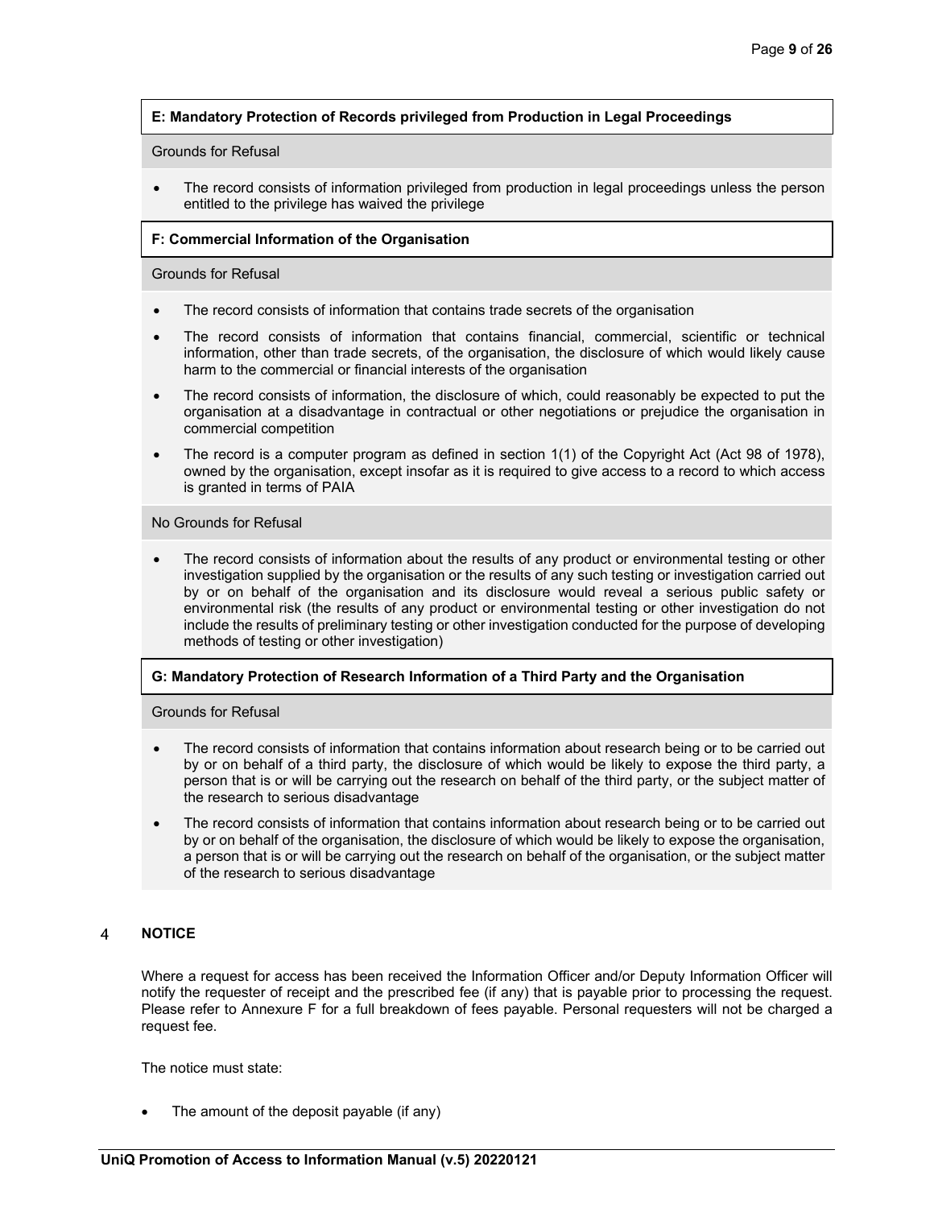**E: Mandatory Protection of Records privileged from Production in Legal Proceedings**

Grounds for Refusal

- The record consists of information privileged from production in legal proceedings unless the person entitled to the privilege has waived the privilege

**F: Commercial Information of the Organisation**

Grounds for Refusal

- The record consists of information that contains trade secrets of the organisation
- The record consists of information that contains financial, commercial, scientific or technical information, other than trade secrets, of the organisation, the disclosure of which would likely cause harm to the commercial or financial interests of the organisation
- The record consists of information, the disclosure of which, could reasonably be expected to put the organisation at a disadvantage in contractual or other negotiations or prejudice the organisation in commercial competition
- The record is a computer program as defined in section 1(1) of the Copyright Act (Act 98 of 1978), owned by the organisation, except insofar as it is required to give access to a record to which access is granted in terms of PAIA

No Grounds for Refusal

- The record consists of information about the results of any product or environmental testing or other investigation supplied by the organisation or the results of any such testing or investigation carried out by or on behalf of the organisation and its disclosure would reveal a serious public safety or environmental risk (the results of any product or environmental testing or other investigation do not include the results of preliminary testing or other investigation conducted for the purpose of developing methods of testing or other investigation)

**G: Mandatory Protection of Research Information of a Third Party and the Organisation**

Grounds for Refusal

- The record consists of information that contains information about research being or to be carried out by or on behalf of a third party, the disclosure of which would be likely to expose the third party, a person that is or will be carrying out the research on behalf of the third party, or the subject matter of the research to serious disadvantage
- The record consists of information that contains information about research being or to be carried out by or on behalf of the organisation, the disclosure of which would be likely to expose the organisation, a person that is or will be carrying out the research on behalf of the organisation, or the subject matter of the research to serious disadvantage

## 4 NOTICE

Where a request for access has been received the Information Officer and/or Deputy Information Officer will notify the requester of receipt and the prescribed fee (if any) that is payable prior to processing the request. Please refer to Annexure F for a full breakdown of fees payable. Personal requesters will not be charged a request fee.

The notice must state:

- The amount of the deposit payable (if any)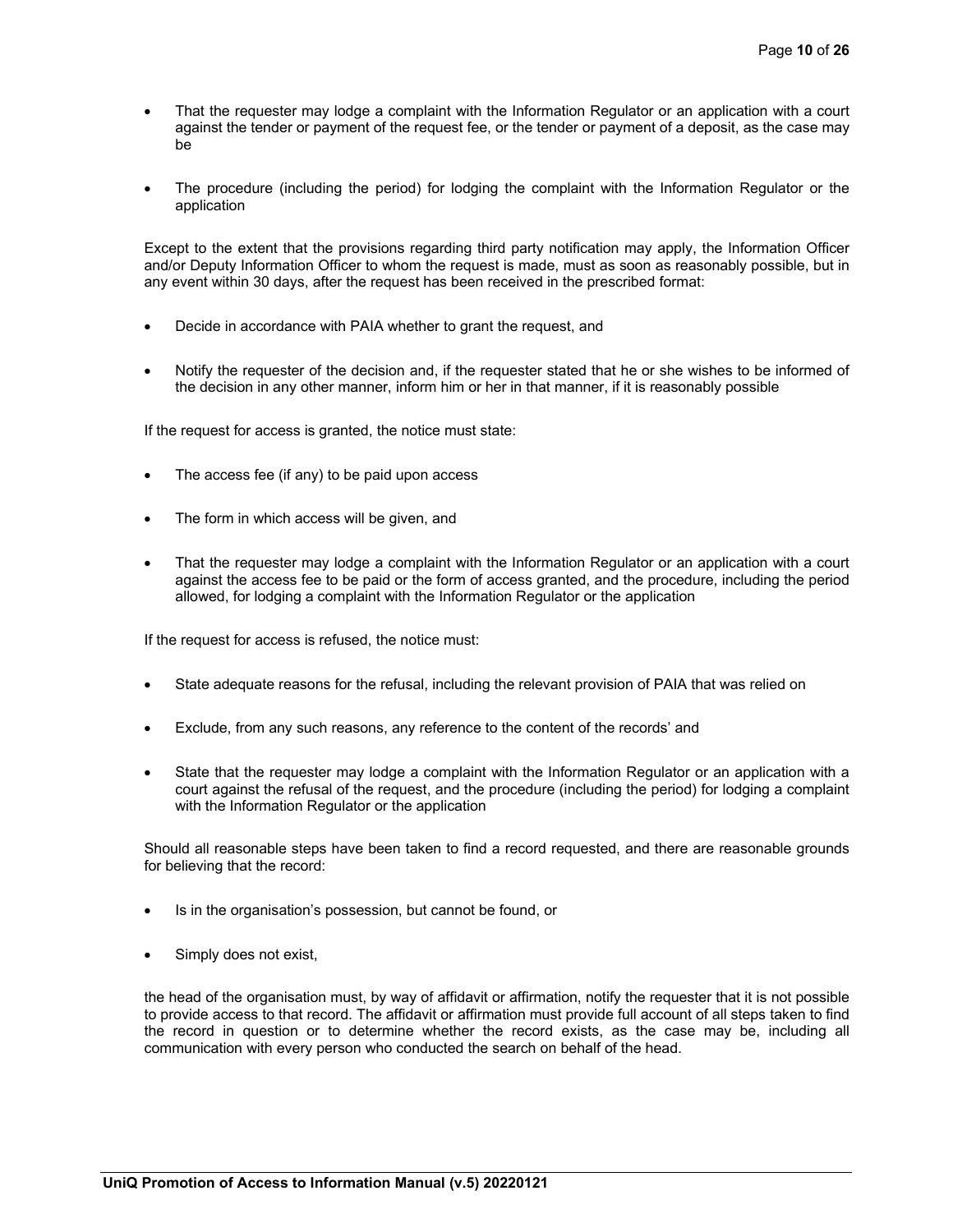- That the requester may lodge a complaint with the Information Regulator or an application with a court against the tender or payment of the request fee, or the tender or payment of a deposit, as the case may be

- The procedure (including the period) for lodging the complaint with the Information Regulator or the application

Except to the extent that the provisions regarding third party notification may apply, the Information Officer and/or Deputy Information Officer to whom the request is made, must as soon as reasonably possible, but in any event within 30 days, after the request has been received in the prescribed format:

- Decide in accordance with PAIA whether to grant the request, and

- Notify the requester of the decision and, if the requester stated that he or she wishes to be informed of the decision in any other manner, inform him or her in that manner, if it is reasonably possible

If the request for access is granted, the notice must state:

- The access fee (if any) to be paid upon access

- The form in which access will be given, and

- That the requester may lodge a complaint with the Information Regulator or an application with a court against the access fee to be paid or the form of access granted, and the procedure, including the period allowed, for lodging a complaint with the Information Regulator or the application

If the request for access is refused, the notice must:

- State adequate reasons for the refusal, including the relevant provision of PAIA that was relied on

- Exclude, from any such reasons, any reference to the content of the records' and

- State that the requester may lodge a complaint with the Information Regulator or an application with a court against the refusal of the request, and the procedure (including the period) for lodging a complaint with the Information Regulator or the application

Should all reasonable steps have been taken to find a record requested, and there are reasonable grounds for believing that the record:

- Is in the organisation's possession, but cannot be found, or

- Simply does not exist,

the head of the organisation must, by way of affidavit or affirmation, notify the requester that it is not possible to provide access to that record. The affidavit or affirmation must provide full account of all steps taken to find the record in question or to determine whether the record exists, as the case may be, including all communication with every person who conducted the search on behalf of the head.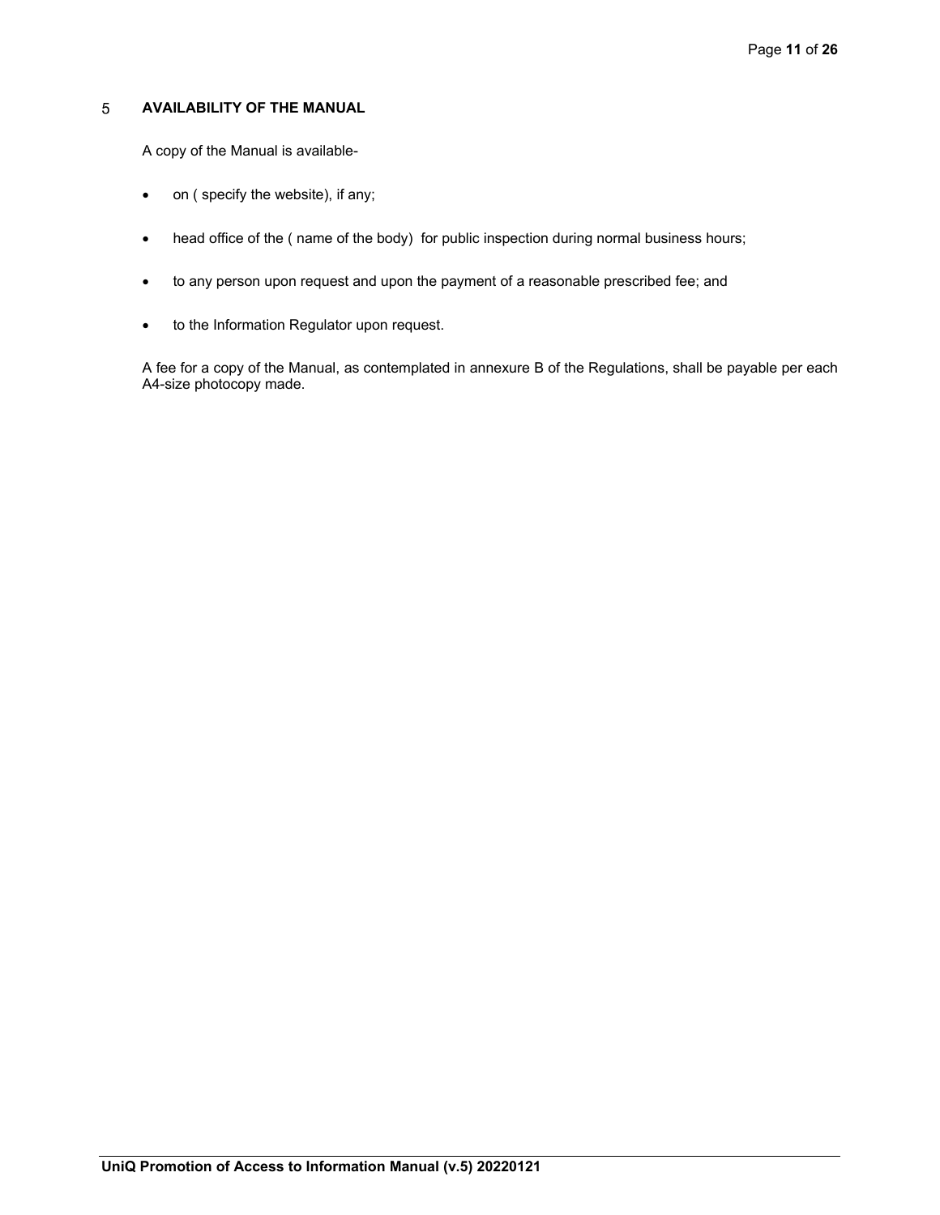## 5 AVAILABILITY OF THE MANUAL

A copy of the Manual is available-

- on ( specify the website), if any;
- head office of the ( name of the body) for public inspection during normal business hours;
- to any person upon request and upon the payment of a reasonable prescribed fee; and
- to the Information Regulator upon request.

A fee for a copy of the Manual, as contemplated in annexure B of the Regulations, shall be payable per each A4-size photocopy made.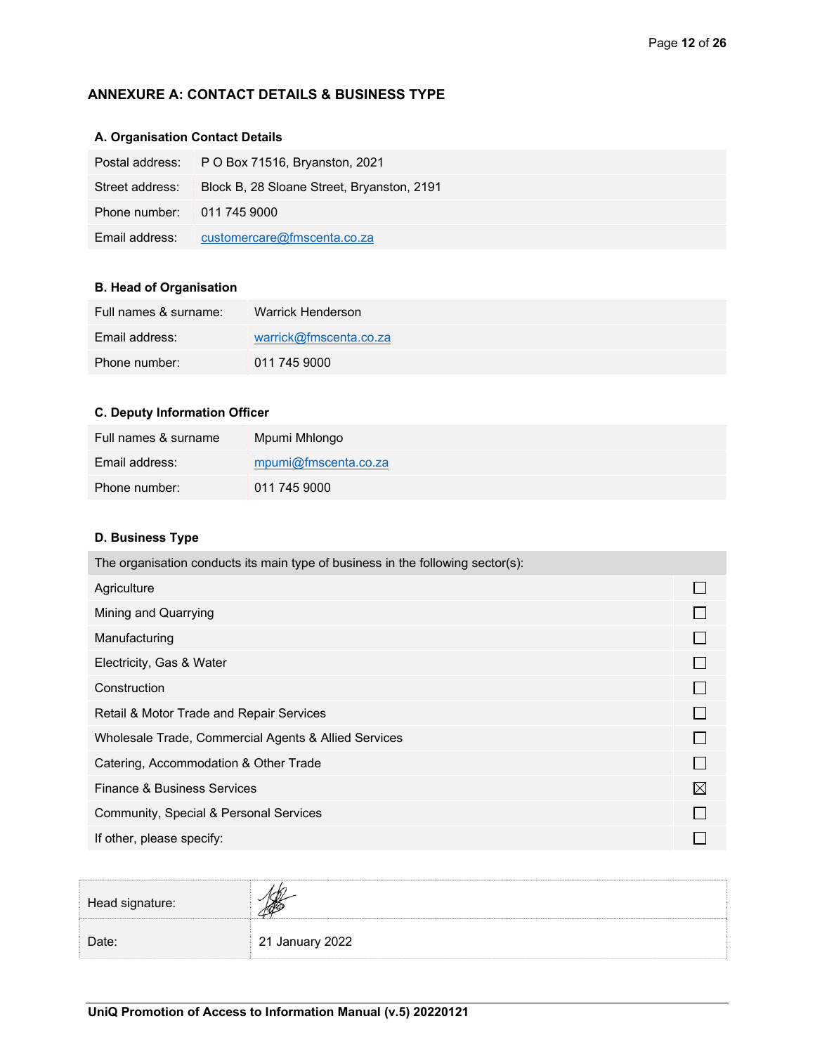## ANNEXURE A: CONTACT DETAILS & BUSINESS TYPE

### A. Organisation Contact Details

| | |
|---|---|
| Postal address: | P O Box 71516, Bryanston, 2021 |
| Street address: | Block B, 28 Sloane Street, Bryanston, 2191 |
| Phone number: | 011 745 9000 |
| Email address: | customercare@fmscenta.co.za |

### B. Head of Organisation

| | |
|---|---|
| Full names & surname: | Warrick Henderson |
| Email address: | warrick@fmscenta.co.za |
| Phone number: | 011 745 9000 |

### C. Deputy Information Officer

| | |
|---|---|
| Full names & surname | Mpumi Mhlongo |
| Email address: | mpumi@fmscenta.co.za |
| Phone number: | 011 745 9000 |

### D. Business Type

| The organisation conducts its main type of business in the following sector(s): | |
|---|---|
| Agriculture | ☐ |
| Mining and Quarrying | ☐ |
| Manufacturing | ☐ |
| Electricity, Gas & Water | ☐ |
| Construction | ☐ |
| Retail & Motor Trade and Repair Services | ☐ |
| Wholesale Trade, Commercial Agents & Allied Services | ☐ |
| Catering, Accommodation & Other Trade | ☐ |
| Finance & Business Services | ☒ |
| Community, Special & Personal Services | ☐ |
| If other, please specify: | ☐ |

| | |
|---|---|
| Head signature: | [signature] |
| Date: | 21 January 2022 |

**UniQ Promotion of Access to Information Manual (v.5) 20220121**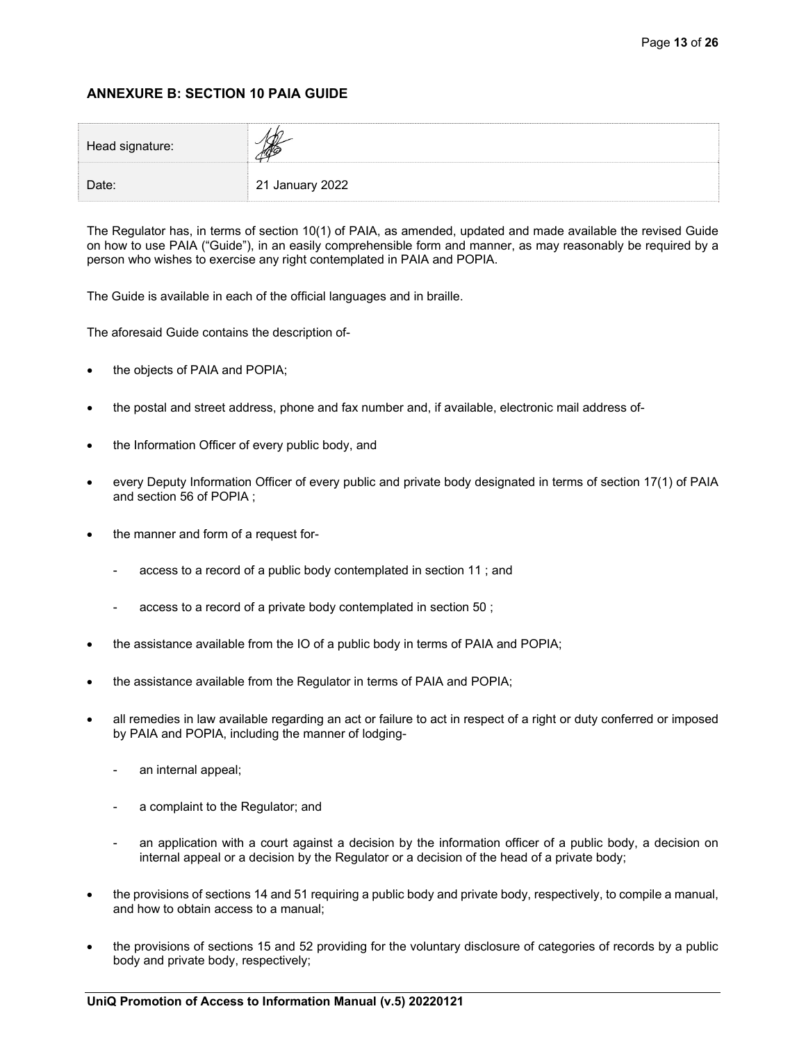## ANNEXURE B: SECTION 10 PAIA GUIDE

| Head signature: | |
|---|---|
| Date: | 21 January 2022 |

The Regulator has, in terms of section 10(1) of PAIA, as amended, updated and made available the revised Guide on how to use PAIA ("Guide"), in an easily comprehensible form and manner, as may reasonably be required by a person who wishes to exercise any right contemplated in PAIA and POPIA.

The Guide is available in each of the official languages and in braille.

The aforesaid Guide contains the description of-

- the objects of PAIA and POPIA;
- the postal and street address, phone and fax number and, if available, electronic mail address of-
- the Information Officer of every public body, and
- every Deputy Information Officer of every public and private body designated in terms of section 17(1) of PAIA and section 56 of POPIA ;
- the manner and form of a request for-
  - access to a record of a public body contemplated in section 11 ; and
  - access to a record of a private body contemplated in section 50 ;
- the assistance available from the IO of a public body in terms of PAIA and POPIA;
- the assistance available from the Regulator in terms of PAIA and POPIA;
- all remedies in law available regarding an act or failure to act in respect of a right or duty conferred or imposed by PAIA and POPIA, including the manner of lodging-
  - an internal appeal;
  - a complaint to the Regulator; and
  - an application with a court against a decision by the information officer of a public body, a decision on internal appeal or a decision by the Regulator or a decision of the head of a private body;
- the provisions of sections 14 and 51 requiring a public body and private body, respectively, to compile a manual, and how to obtain access to a manual;
- the provisions of sections 15 and 52 providing for the voluntary disclosure of categories of records by a public body and private body, respectively;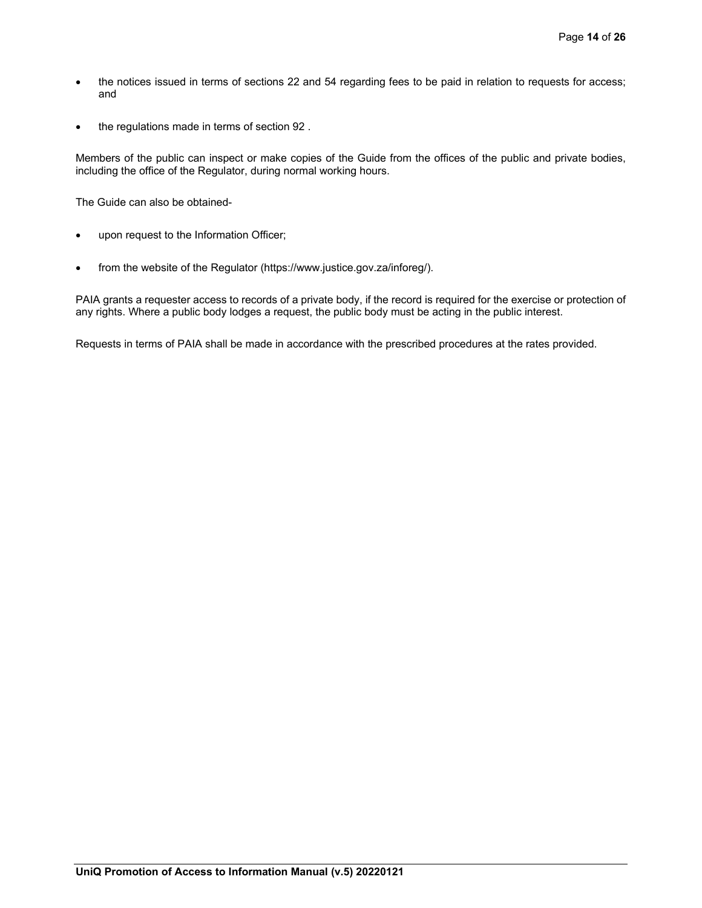- the notices issued in terms of sections 22 and 54 regarding fees to be paid in relation to requests for access; and

- the regulations made in terms of section 92 .

Members of the public can inspect or make copies of the Guide from the offices of the public and private bodies, including the office of the Regulator, during normal working hours.

The Guide can also be obtained-

- upon request to the Information Officer;

- from the website of the Regulator (https://www.justice.gov.za/inforeg/).

PAIA grants a requester access to records of a private body, if the record is required for the exercise or protection of any rights. Where a public body lodges a request, the public body must be acting in the public interest.

Requests in terms of PAIA shall be made in accordance with the prescribed procedures at the rates provided.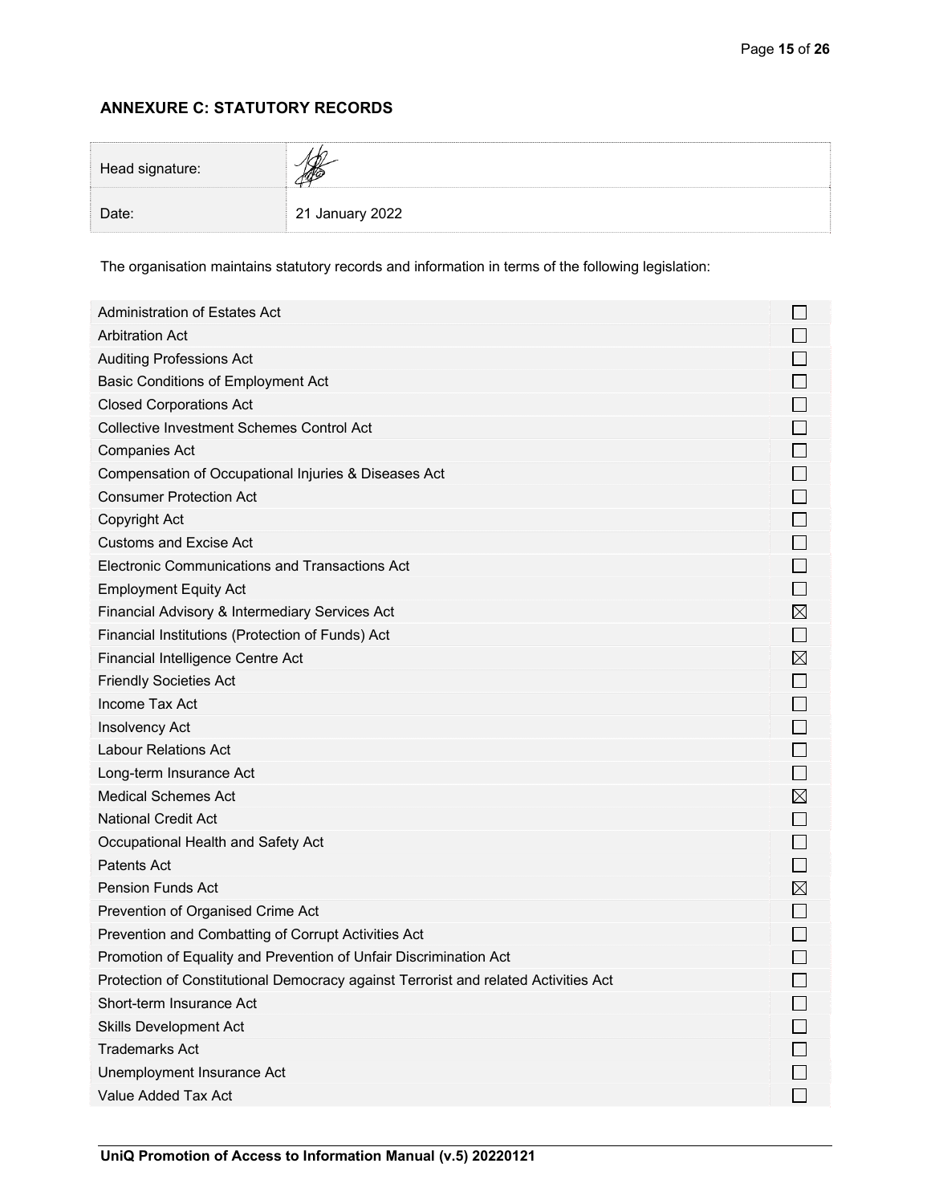## ANNEXURE C: STATUTORY RECORDS

| Head signature: | [signature] |
|---|---|
| Date: | 21 January 2022 |

The organisation maintains statutory records and information in terms of the following legislation:

| Legislation | |
|---|---|
| Administration of Estates Act | ☐ |
| Arbitration Act | ☐ |
| Auditing Professions Act | ☐ |
| Basic Conditions of Employment Act | ☐ |
| Closed Corporations Act | ☐ |
| Collective Investment Schemes Control Act | ☐ |
| Companies Act | ☐ |
| Compensation of Occupational Injuries & Diseases Act | ☐ |
| Consumer Protection Act | ☐ |
| Copyright Act | ☐ |
| Customs and Excise Act | ☐ |
| Electronic Communications and Transactions Act | ☐ |
| Employment Equity Act | ☐ |
| Financial Advisory & Intermediary Services Act | ☒ |
| Financial Institutions (Protection of Funds) Act | ☐ |
| Financial Intelligence Centre Act | ☒ |
| Friendly Societies Act | ☐ |
| Income Tax Act | ☐ |
| Insolvency Act | ☐ |
| Labour Relations Act | ☐ |
| Long-term Insurance Act | ☐ |
| Medical Schemes Act | ☒ |
| National Credit Act | ☐ |
| Occupational Health and Safety Act | ☐ |
| Patents Act | ☐ |
| Pension Funds Act | ☒ |
| Prevention of Organised Crime Act | ☐ |
| Prevention and Combatting of Corrupt Activities Act | ☐ |
| Promotion of Equality and Prevention of Unfair Discrimination Act | ☐ |
| Protection of Constitutional Democracy against Terrorist and related Activities Act | ☐ |
| Short-term Insurance Act | ☐ |
| Skills Development Act | ☐ |
| Trademarks Act | ☐ |
| Unemployment Insurance Act | ☐ |
| Value Added Tax Act | ☐ |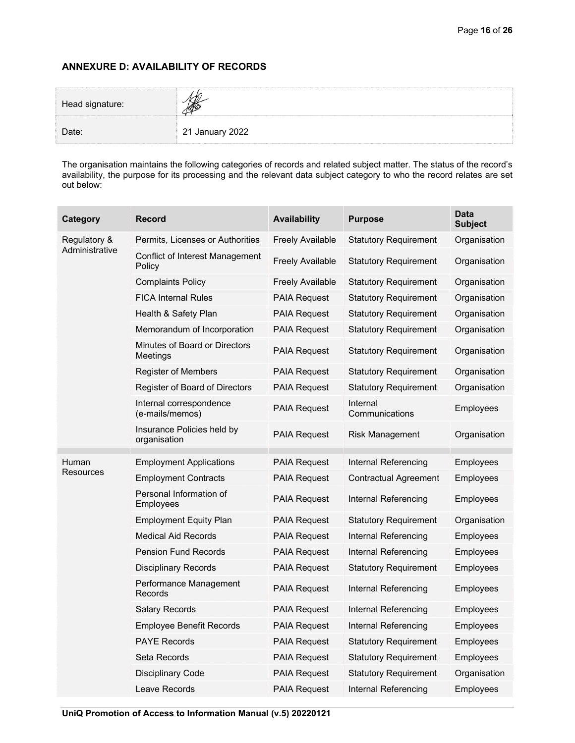## ANNEXURE D: AVAILABILITY OF RECORDS

| Head signature: | |
|---|---|
| Date: | 21 January 2022 |

The organisation maintains the following categories of records and related subject matter. The status of the record's availability, the purpose for its processing and the relevant data subject category to who the record relates are set out below:

| Category | Record | Availability | Purpose | Data Subject |
|---|---|---|---|---|
| Regulatory & Administrative | Permits, Licenses or Authorities | Freely Available | Statutory Requirement | Organisation |
| | Conflict of Interest Management Policy | Freely Available | Statutory Requirement | Organisation |
| | Complaints Policy | Freely Available | Statutory Requirement | Organisation |
| | FICA Internal Rules | PAIA Request | Statutory Requirement | Organisation |
| | Health & Safety Plan | PAIA Request | Statutory Requirement | Organisation |
| | Memorandum of Incorporation | PAIA Request | Statutory Requirement | Organisation |
| | Minutes of Board or Directors Meetings | PAIA Request | Statutory Requirement | Organisation |
| | Register of Members | PAIA Request | Statutory Requirement | Organisation |
| | Register of Board of Directors | PAIA Request | Statutory Requirement | Organisation |
| | Internal correspondence (e-mails/memos) | PAIA Request | Internal Communications | Employees |
| | Insurance Policies held by organisation | PAIA Request | Risk Management | Organisation |
| | | | | |
| Human Resources | Employment Applications | PAIA Request | Internal Referencing | Employees |
| | Employment Contracts | PAIA Request | Contractual Agreement | Employees |
| | Personal Information of Employees | PAIA Request | Internal Referencing | Employees |
| | Employment Equity Plan | PAIA Request | Statutory Requirement | Organisation |
| | Medical Aid Records | PAIA Request | Internal Referencing | Employees |
| | Pension Fund Records | PAIA Request | Internal Referencing | Employees |
| | Disciplinary Records | PAIA Request | Statutory Requirement | Employees |
| | Performance Management Records | PAIA Request | Internal Referencing | Employees |
| | Salary Records | PAIA Request | Internal Referencing | Employees |
| | Employee Benefit Records | PAIA Request | Internal Referencing | Employees |
| | PAYE Records | PAIA Request | Statutory Requirement | Employees |
| | Seta Records | PAIA Request | Statutory Requirement | Employees |
| | Disciplinary Code | PAIA Request | Statutory Requirement | Organisation |
| | Leave Records | PAIA Request | Internal Referencing | Employees |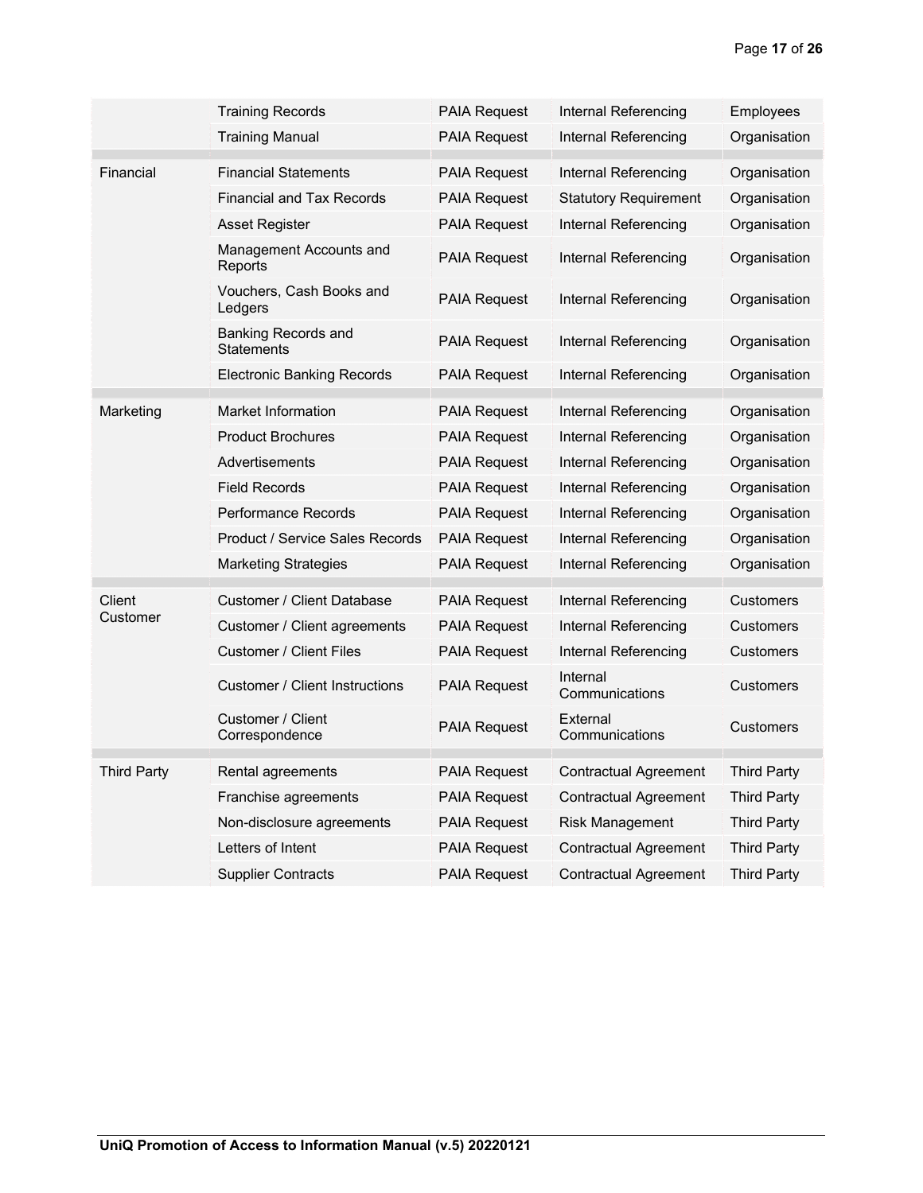|  |  |  |  |  |
| --- | --- | --- | --- | --- |
|  | Training Records | PAIA Request | Internal Referencing | Employees |
|  | Training Manual | PAIA Request | Internal Referencing | Organisation |
| Financial | Financial Statements | PAIA Request | Internal Referencing | Organisation |
|  | Financial and Tax Records | PAIA Request | Statutory Requirement | Organisation |
|  | Asset Register | PAIA Request | Internal Referencing | Organisation |
|  | Management Accounts and Reports | PAIA Request | Internal Referencing | Organisation |
|  | Vouchers, Cash Books and Ledgers | PAIA Request | Internal Referencing | Organisation |
|  | Banking Records and Statements | PAIA Request | Internal Referencing | Organisation |
|  | Electronic Banking Records | PAIA Request | Internal Referencing | Organisation |
| Marketing | Market Information | PAIA Request | Internal Referencing | Organisation |
|  | Product Brochures | PAIA Request | Internal Referencing | Organisation |
|  | Advertisements | PAIA Request | Internal Referencing | Organisation |
|  | Field Records | PAIA Request | Internal Referencing | Organisation |
|  | Performance Records | PAIA Request | Internal Referencing | Organisation |
|  | Product / Service Sales Records | PAIA Request | Internal Referencing | Organisation |
|  | Marketing Strategies | PAIA Request | Internal Referencing | Organisation |
| Client Customer | Customer / Client Database | PAIA Request | Internal Referencing | Customers |
|  | Customer / Client agreements | PAIA Request | Internal Referencing | Customers |
|  | Customer / Client Files | PAIA Request | Internal Referencing | Customers |
|  | Customer / Client Instructions | PAIA Request | Internal Communications | Customers |
|  | Customer / Client Correspondence | PAIA Request | External Communications | Customers |
| Third Party | Rental agreements | PAIA Request | Contractual Agreement | Third Party |
|  | Franchise agreements | PAIA Request | Contractual Agreement | Third Party |
|  | Non-disclosure agreements | PAIA Request | Risk Management | Third Party |
|  | Letters of Intent | PAIA Request | Contractual Agreement | Third Party |
|  | Supplier Contracts | PAIA Request | Contractual Agreement | Third Party |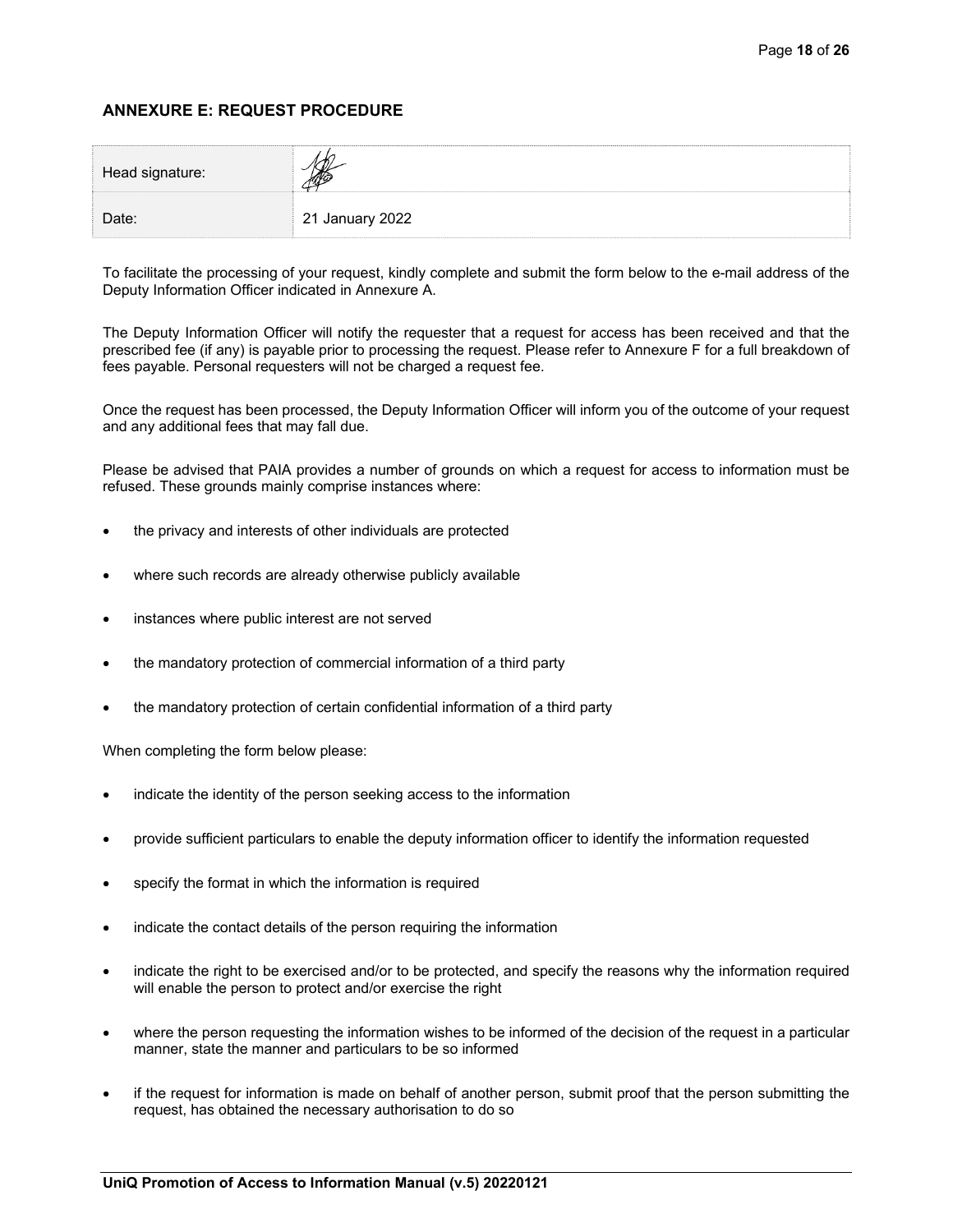## ANNEXURE E: REQUEST PROCEDURE

| Head signature: | |
|---|---|
| Date: | 21 January 2022 |

To facilitate the processing of your request, kindly complete and submit the form below to the e-mail address of the Deputy Information Officer indicated in Annexure A.

The Deputy Information Officer will notify the requester that a request for access has been received and that the prescribed fee (if any) is payable prior to processing the request. Please refer to Annexure F for a full breakdown of fees payable. Personal requesters will not be charged a request fee.

Once the request has been processed, the Deputy Information Officer will inform you of the outcome of your request and any additional fees that may fall due.

Please be advised that PAIA provides a number of grounds on which a request for access to information must be refused. These grounds mainly comprise instances where:

- the privacy and interests of other individuals are protected
- where such records are already otherwise publicly available
- instances where public interest are not served
- the mandatory protection of commercial information of a third party
- the mandatory protection of certain confidential information of a third party

When completing the form below please:

- indicate the identity of the person seeking access to the information
- provide sufficient particulars to enable the deputy information officer to identify the information requested
- specify the format in which the information is required
- indicate the contact details of the person requiring the information
- indicate the right to be exercised and/or to be protected, and specify the reasons why the information required will enable the person to protect and/or exercise the right
- where the person requesting the information wishes to be informed of the decision of the request in a particular manner, state the manner and particulars to be so informed
- if the request for information is made on behalf of another person, submit proof that the person submitting the request, has obtained the necessary authorisation to do so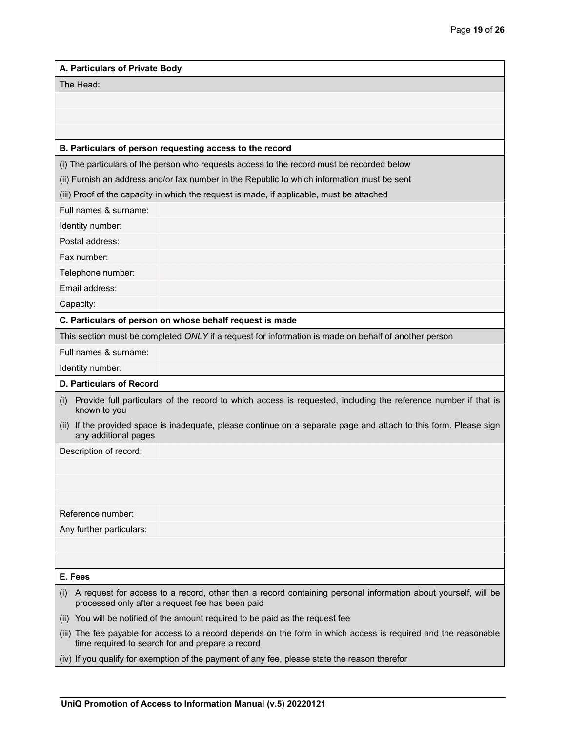| A. Particulars of Private Body | |
|---|---|
| The Head: | |
| | |
| | |
| | |

| B. Particulars of person requesting access to the record | |
|---|---|
| (i) The particulars of the person who requests access to the record must be recorded below | |
| (ii) Furnish an address and/or fax number in the Republic to which information must be sent | |
| (iii) Proof of the capacity in which the request is made, if applicable, must be attached | |
| Full names & surname: | |
| Identity number: | |
| Postal address: | |
| Fax number: | |
| Telephone number: | |
| Email address: | |
| Capacity: | |

| C. Particulars of person on whose behalf request is made | |
|---|---|
| This section must be completed *ONLY* if a request for information is made on behalf of another person | |
| Full names & surname: | |
| Identity number: | |

| D. Particulars of Record | |
|---|---|
| (i) Provide full particulars of the record to which access is requested, including the reference number if that is known to you | |
| (ii) If the provided space is inadequate, please continue on a separate page and attach to this form. Please sign any additional pages | |
| Description of record: | |
| | |
| | |
| | |
| Reference number: | |
| Any further particulars: | |
| | |
| | |

| E. Fees |
|---|
| (i) A request for access to a record, other than a record containing personal information about yourself, will be processed only after a request fee has been paid |
| (ii) You will be notified of the amount required to be paid as the request fee |
| (iii) The fee payable for access to a record depends on the form in which access is required and the reasonable time required to search for and prepare a record |
| (iv) If you qualify for exemption of the payment of any fee, please state the reason therefor |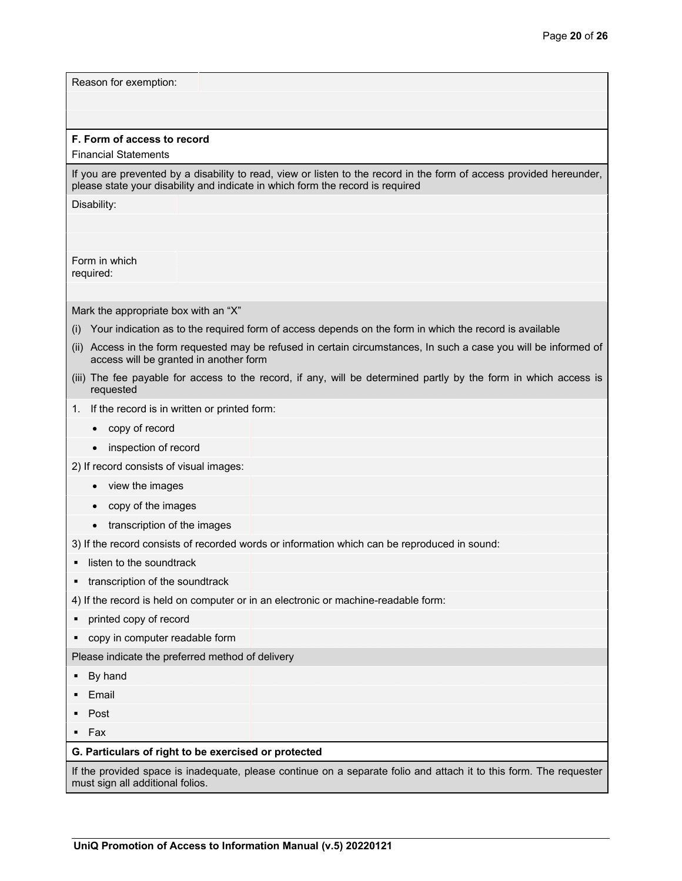| Reason for exemption: | |
|---|---|
| | |
| | |

**F. Form of access to record**

Financial Statements

If you are prevented by a disability to read, view or listen to the record in the form of access provided hereunder, please state your disability and indicate in which form the record is required

| Disability: | |
|---|---|
| | |
| | |
| Form in which required: | |
| | |

Mark the appropriate box with an "X"

(i) Your indication as to the required form of access depends on the form in which the record is available

(ii) Access in the form requested may be refused in certain circumstances, In such a case you will be informed of access will be granted in another form

(iii) The fee payable for access to the record, if any, will be determined partly by the form in which access is requested

1. If the record is in written or printed form:

| | |
|---|---|
| • copy of record | |
| • inspection of record | |

2) If record consists of visual images:

| | |
|---|---|
| • view the images | |
| • copy of the images | |
| • transcription of the images | |

3) If the record consists of recorded words or information which can be reproduced in sound:

| | |
|---|---|
| ▪ listen to the soundtrack | |
| ▪ transcription of the soundtrack | |

4) If the record is held on computer or in an electronic or machine-readable form:

| | |
|---|---|
| ▪ printed copy of record | |
| ▪ copy in computer readable form | |

Please indicate the preferred method of delivery

| | |
|---|---|
| ▪ By hand | |
| ▪ Email | |
| ▪ Post | |
| ▪ Fax | |

**G. Particulars of right to be exercised or protected**

If the provided space is inadequate, please continue on a separate folio and attach it to this form. The requester must sign all additional folios.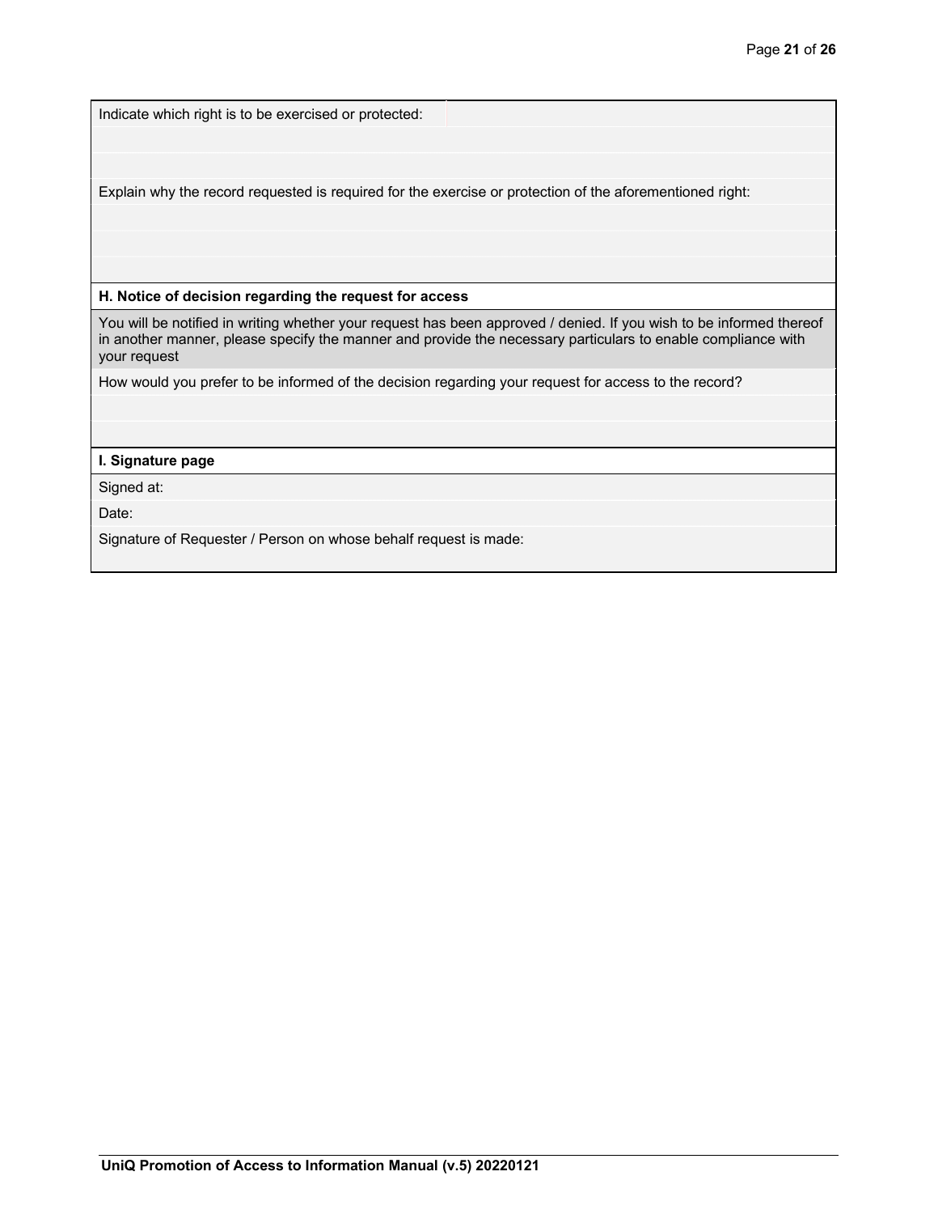| Indicate which right is to be exercised or protected: |
|---|
| |
| |
| Explain why the record requested is required for the exercise or protection of the aforementioned right: |
| |
| |
| |

| **H. Notice of decision regarding the request for access** |
|---|
| You will be notified in writing whether your request has been approved / denied. If you wish to be informed thereof in another manner, please specify the manner and provide the necessary particulars to enable compliance with your request |
| How would you prefer to be informed of the decision regarding your request for access to the record? |
| |
| |

| **I. Signature page** |
|---|
| Signed at: |
| Date: |
| Signature of Requester / Person on whose behalf request is made: |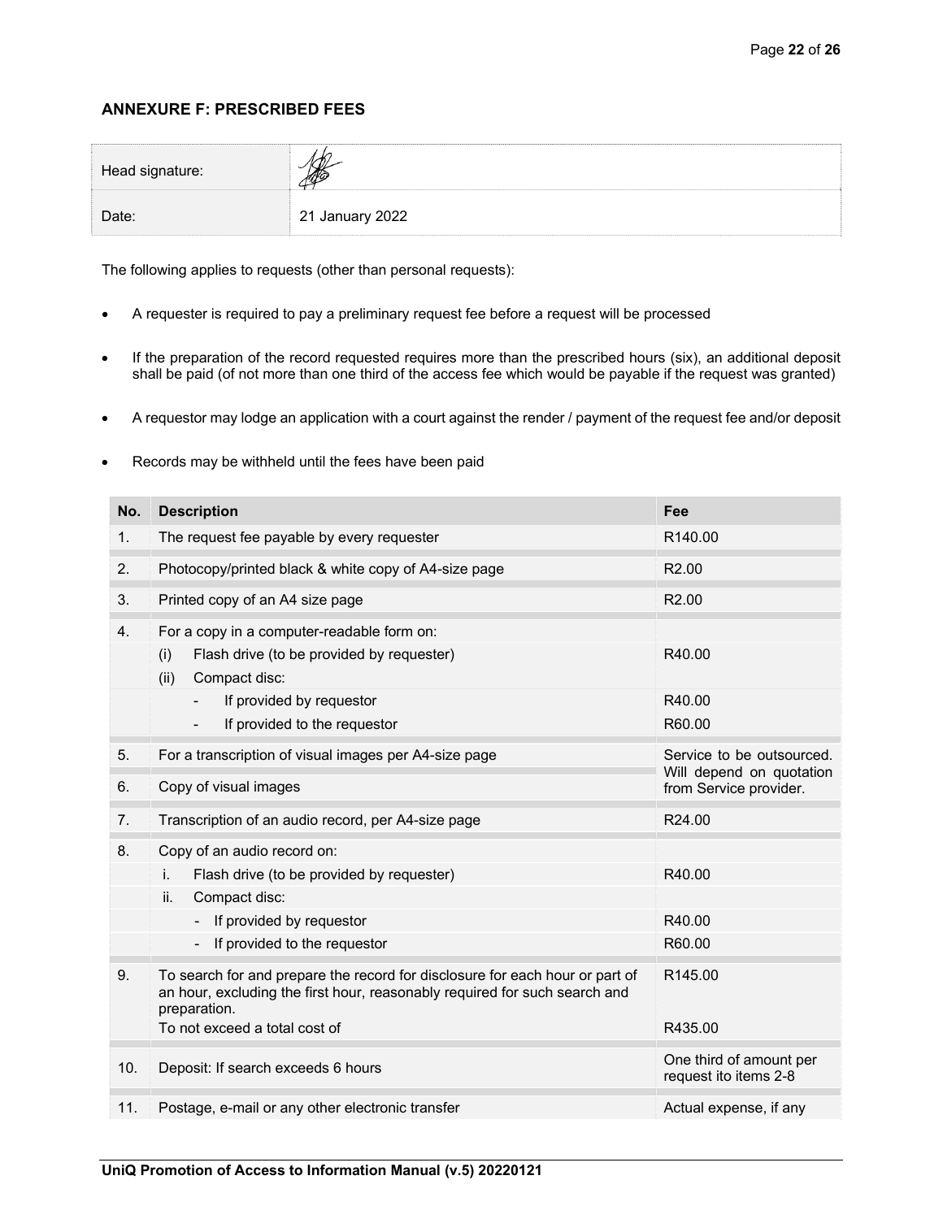## ANNEXURE F: PRESCRIBED FEES

| Head signature: | |
|---|---|
| Date: | 21 January 2022 |

The following applies to requests (other than personal requests):

- A requester is required to pay a preliminary request fee before a request will be processed
- If the preparation of the record requested requires more than the prescribed hours (six), an additional deposit shall be paid (of not more than one third of the access fee which would be payable if the request was granted)
- A requestor may lodge an application with a court against the render / payment of the request fee and/or deposit
- Records may be withheld until the fees have been paid

| No. | Description | Fee |
|---|---|---|
| 1. | The request fee payable by every requester | R140.00 |
| 2. | Photocopy/printed black & white copy of A4-size page | R2.00 |
| 3. | Printed copy of an A4 size page | R2.00 |
| 4. | For a copy in a computer-readable form on: | |
| | (i) Flash drive (to be provided by requester) | R40.00 |
| | (ii) Compact disc: | |
| | - If provided by requestor | R40.00 |
| | - If provided to the requestor | R60.00 |
| 5. | For a transcription of visual images per A4-size page | Service to be outsourced. Will depend on quotation from Service provider. |
| 6. | Copy of visual images | |
| 7. | Transcription of an audio record, per A4-size page | R24.00 |
| 8. | Copy of an audio record on: | |
| | i. Flash drive (to be provided by requester) | R40.00 |
| | ii. Compact disc: | |
| | - If provided by requestor | R40.00 |
| | - If provided to the requestor | R60.00 |
| 9. | To search for and prepare the record for disclosure for each hour or part of an hour, excluding the first hour, reasonably required for such search and preparation. | R145.00 |
| | To not exceed a total cost of | R435.00 |
| 10. | Deposit: If search exceeds 6 hours | One third of amount per request ito items 2-8 |
| 11. | Postage, e-mail or any other electronic transfer | Actual expense, if any |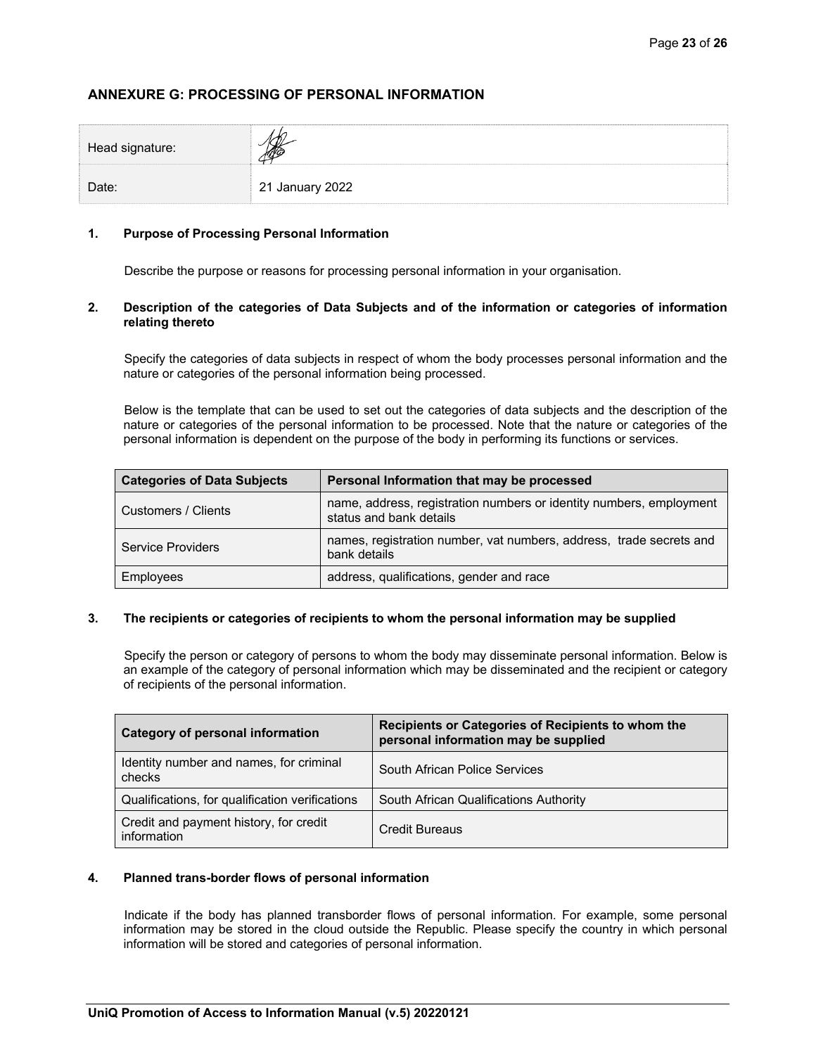## ANNEXURE G: PROCESSING OF PERSONAL INFORMATION

| Head signature: | |
| --- | --- |
| Date: | 21 January 2022 |

### 1. Purpose of Processing Personal Information

Describe the purpose or reasons for processing personal information in your organisation.

### 2. Description of the categories of Data Subjects and of the information or categories of information relating thereto

Specify the categories of data subjects in respect of whom the body processes personal information and the nature or categories of the personal information being processed.

Below is the template that can be used to set out the categories of data subjects and the description of the nature or categories of the personal information to be processed. Note that the nature or categories of the personal information is dependent on the purpose of the body in performing its functions or services.

| Categories of Data Subjects | Personal Information that may be processed |
| --- | --- |
| Customers / Clients | name, address, registration numbers or identity numbers, employment status and bank details |
| Service Providers | names, registration number, vat numbers, address, trade secrets and bank details |
| Employees | address, qualifications, gender and race |

### 3. The recipients or categories of recipients to whom the personal information may be supplied

Specify the person or category of persons to whom the body may disseminate personal information. Below is an example of the category of personal information which may be disseminated and the recipient or category of recipients of the personal information.

| Category of personal information | Recipients or Categories of Recipients to whom the personal information may be supplied |
| --- | --- |
| Identity number and names, for criminal checks | South African Police Services |
| Qualifications, for qualification verifications | South African Qualifications Authority |
| Credit and payment history, for credit information | Credit Bureaus |

### 4. Planned trans-border flows of personal information

Indicate if the body has planned transborder flows of personal information. For example, some personal information may be stored in the cloud outside the Republic. Please specify the country in which personal information will be stored and categories of personal information.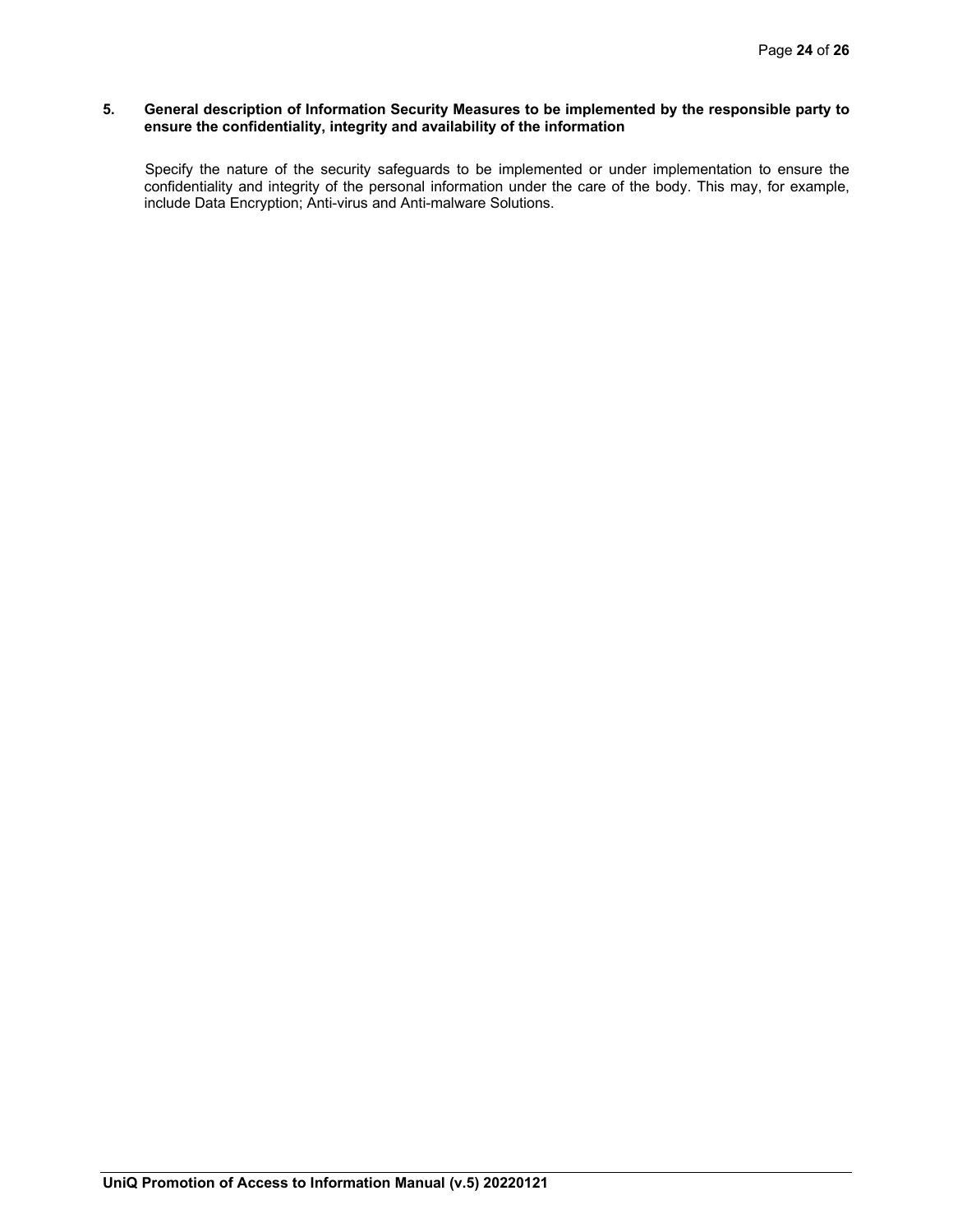**5. General description of Information Security Measures to be implemented by the responsible party to ensure the confidentiality, integrity and availability of the information**

Specify the nature of the security safeguards to be implemented or under implementation to ensure the confidentiality and integrity of the personal information under the care of the body. This may, for example, include Data Encryption; Anti-virus and Anti-malware Solutions.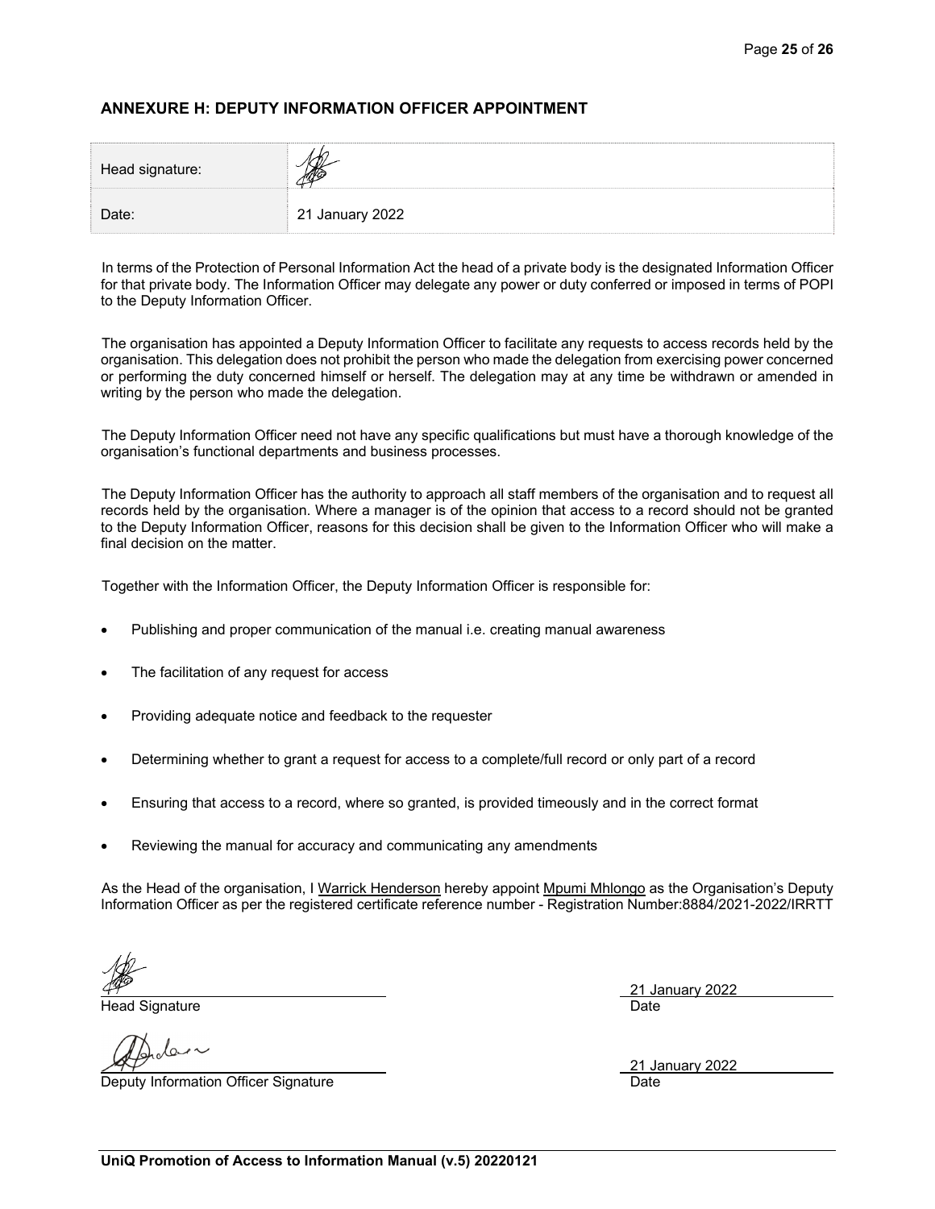## ANNEXURE H: DEPUTY INFORMATION OFFICER APPOINTMENT

| | |
|---|---|
| Head signature: | |
| Date: | 21 January 2022 |

In terms of the Protection of Personal Information Act the head of a private body is the designated Information Officer for that private body. The Information Officer may delegate any power or duty conferred or imposed in terms of POPI to the Deputy Information Officer.

The organisation has appointed a Deputy Information Officer to facilitate any requests to access records held by the organisation. This delegation does not prohibit the person who made the delegation from exercising power concerned or performing the duty concerned himself or herself. The delegation may at any time be withdrawn or amended in writing by the person who made the delegation.

The Deputy Information Officer need not have any specific qualifications but must have a thorough knowledge of the organisation's functional departments and business processes.

The Deputy Information Officer has the authority to approach all staff members of the organisation and to request all records held by the organisation. Where a manager is of the opinion that access to a record should not be granted to the Deputy Information Officer, reasons for this decision shall be given to the Information Officer who will make a final decision on the matter.

Together with the Information Officer, the Deputy Information Officer is responsible for:

- Publishing and proper communication of the manual i.e. creating manual awareness
- The facilitation of any request for access
- Providing adequate notice and feedback to the requester
- Determining whether to grant a request for access to a complete/full record or only part of a record
- Ensuring that access to a record, where so granted, is provided timeously and in the correct format
- Reviewing the manual for accuracy and communicating any amendments

As the Head of the organisation, I Warrick Henderson hereby appoint Mpumi Mhlongo as the Organisation's Deputy Information Officer as per the registered certificate reference number - Registration Number:8884/2021-2022/IRRTT

Head Signature — Date: 21 January 2022

Deputy Information Officer Signature — Date: 21 January 2022

UniQ Promotion of Access to Information Manual (v.5) 20220121